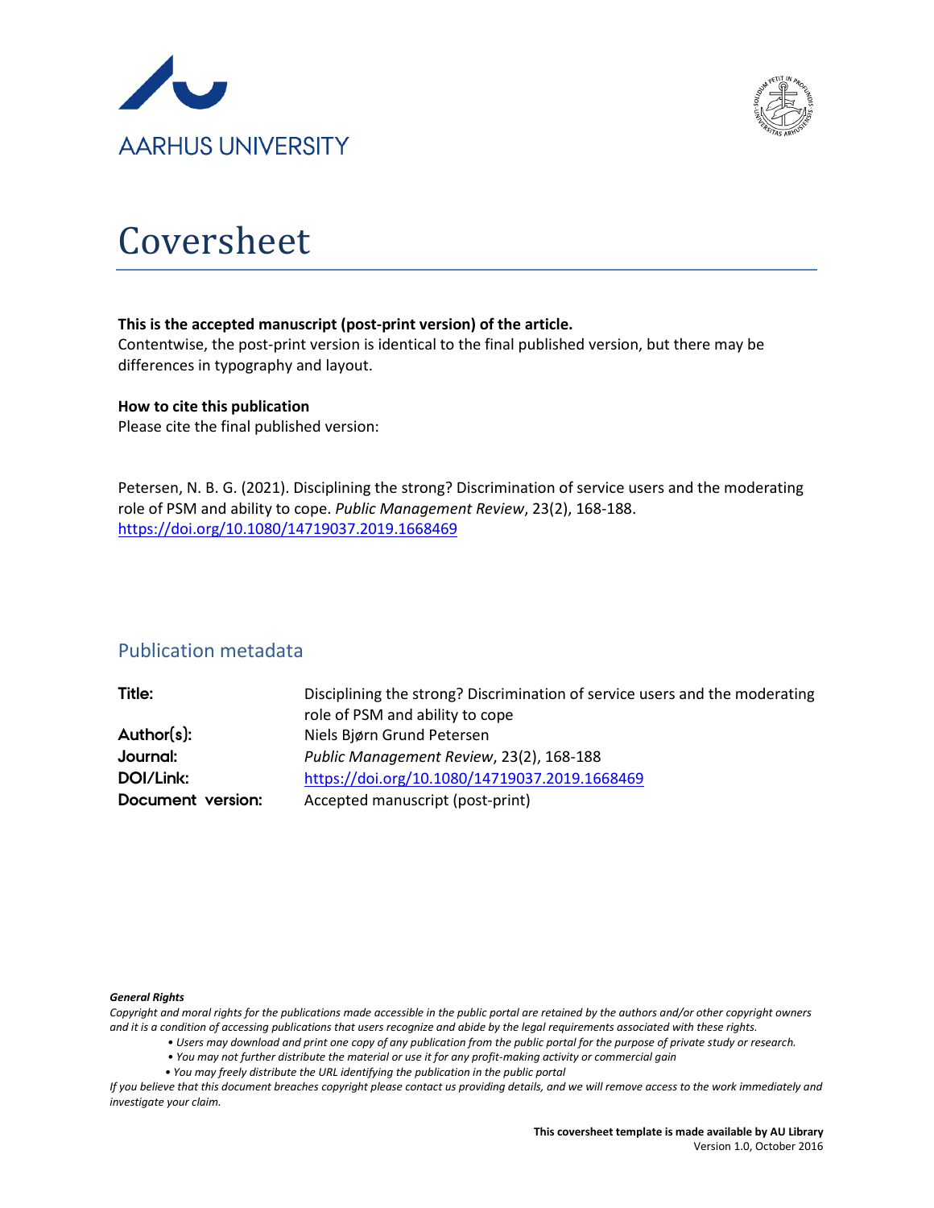AARHUS UNIVERSITY

# Coversheet

**This is the accepted manuscript (post-print version) of the article.**
Contentwise, the post-print version is identical to the final published version, but there may be differences in typography and layout.

**How to cite this publication**
Please cite the final published version:

Petersen, N. B. G. (2021). Disciplining the strong? Discrimination of service users and the moderating role of PSM and ability to cope. *Public Management Review*, 23(2), 168-188.
https://doi.org/10.1080/14719037.2019.1668469

## Publication metadata

| | |
|---|---|
| **Title:** | Disciplining the strong? Discrimination of service users and the moderating role of PSM and ability to cope |
| **Author(s):** | Niels Bjørn Grund Petersen |
| **Journal:** | *Public Management Review*, 23(2), 168-188 |
| **DOI/Link:** | https://doi.org/10.1080/14719037.2019.1668469 |
| **Document version:** | Accepted manuscript (post-print) |

***General Rights***
*Copyright and moral rights for the publications made accessible in the public portal are retained by the authors and/or other copyright owners and it is a condition of accessing publications that users recognize and abide by the legal requirements associated with these rights.*

- *Users may download and print one copy of any publication from the public portal for the purpose of private study or research.*
- *You may not further distribute the material or use it for any profit-making activity or commercial gain*
- *You may freely distribute the URL identifying the publication in the public portal*

*If you believe that this document breaches copyright please contact us providing details, and we will remove access to the work immediately and investigate your claim.*

**This coversheet template is made available by AU Library**
Version 1.0, October 2016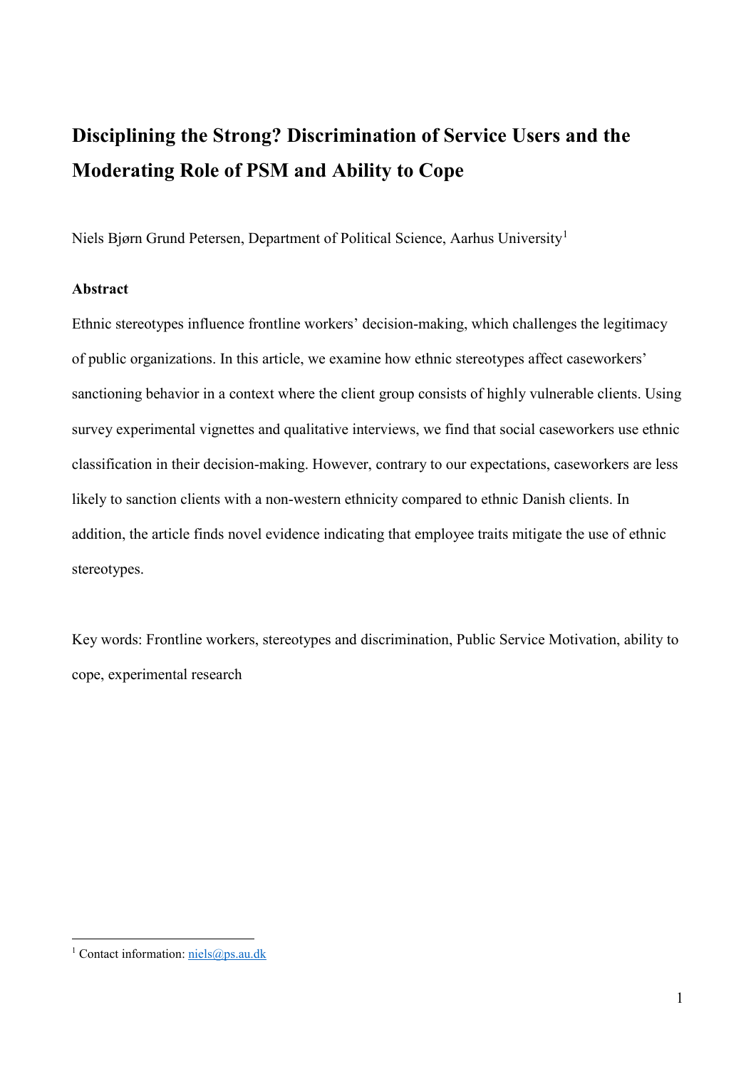# Disciplining the Strong? Discrimination of Service Users and the Moderating Role of PSM and Ability to Cope

Niels Bjørn Grund Petersen, Department of Political Science, Aarhus University[1]

### Abstract

Ethnic stereotypes influence frontline workers' decision-making, which challenges the legitimacy of public organizations. In this article, we examine how ethnic stereotypes affect caseworkers' sanctioning behavior in a context where the client group consists of highly vulnerable clients. Using survey experimental vignettes and qualitative interviews, we find that social caseworkers use ethnic classification in their decision-making. However, contrary to our expectations, caseworkers are less likely to sanction clients with a non-western ethnicity compared to ethnic Danish clients. In addition, the article finds novel evidence indicating that employee traits mitigate the use of ethnic stereotypes.

Key words: Frontline workers, stereotypes and discrimination, Public Service Motivation, ability to cope, experimental research

[1] Contact information: niels@ps.au.dk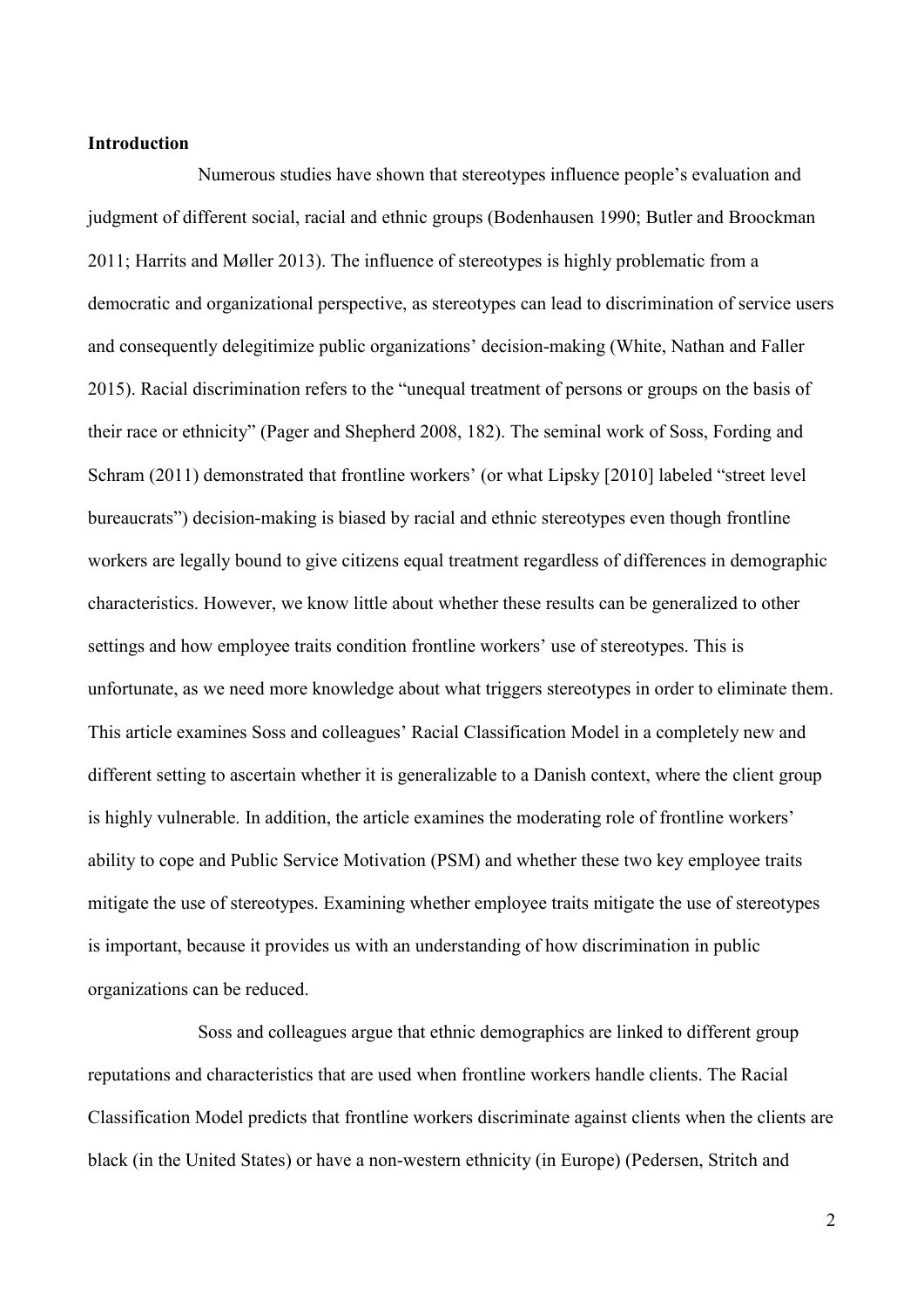**Introduction**

Numerous studies have shown that stereotypes influence people's evaluation and judgment of different social, racial and ethnic groups (Bodenhausen 1990; Butler and Broockman 2011; Harrits and Møller 2013). The influence of stereotypes is highly problematic from a democratic and organizational perspective, as stereotypes can lead to discrimination of service users and consequently delegitimize public organizations' decision-making (White, Nathan and Faller 2015). Racial discrimination refers to the "unequal treatment of persons or groups on the basis of their race or ethnicity" (Pager and Shepherd 2008, 182). The seminal work of Soss, Fording and Schram (2011) demonstrated that frontline workers' (or what Lipsky [2010] labeled "street level bureaucrats") decision-making is biased by racial and ethnic stereotypes even though frontline workers are legally bound to give citizens equal treatment regardless of differences in demographic characteristics. However, we know little about whether these results can be generalized to other settings and how employee traits condition frontline workers' use of stereotypes. This is unfortunate, as we need more knowledge about what triggers stereotypes in order to eliminate them. This article examines Soss and colleagues' Racial Classification Model in a completely new and different setting to ascertain whether it is generalizable to a Danish context, where the client group is highly vulnerable. In addition, the article examines the moderating role of frontline workers' ability to cope and Public Service Motivation (PSM) and whether these two key employee traits mitigate the use of stereotypes. Examining whether employee traits mitigate the use of stereotypes is important, because it provides us with an understanding of how discrimination in public organizations can be reduced.

Soss and colleagues argue that ethnic demographics are linked to different group reputations and characteristics that are used when frontline workers handle clients. The Racial Classification Model predicts that frontline workers discriminate against clients when the clients are black (in the United States) or have a non-western ethnicity (in Europe) (Pedersen, Stritch and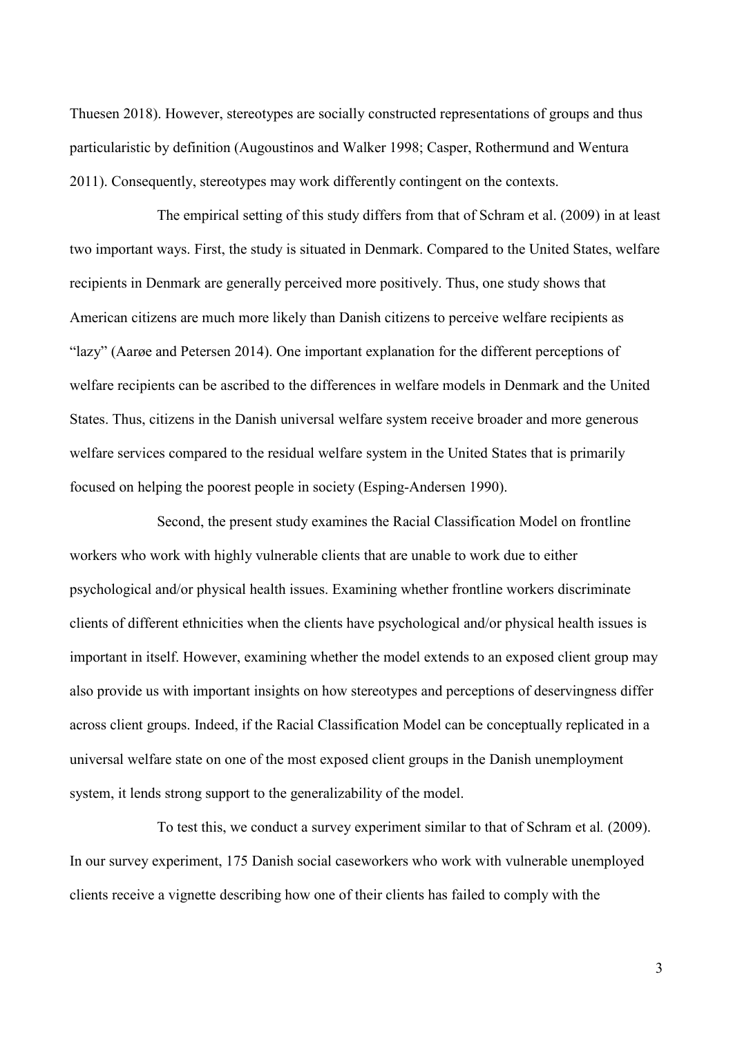Thuesen 2018). However, stereotypes are socially constructed representations of groups and thus particularistic by definition (Augoustinos and Walker 1998; Casper, Rothermund and Wentura 2011). Consequently, stereotypes may work differently contingent on the contexts.

The empirical setting of this study differs from that of Schram et al. (2009) in at least two important ways. First, the study is situated in Denmark. Compared to the United States, welfare recipients in Denmark are generally perceived more positively. Thus, one study shows that American citizens are much more likely than Danish citizens to perceive welfare recipients as "lazy" (Aarøe and Petersen 2014). One important explanation for the different perceptions of welfare recipients can be ascribed to the differences in welfare models in Denmark and the United States. Thus, citizens in the Danish universal welfare system receive broader and more generous welfare services compared to the residual welfare system in the United States that is primarily focused on helping the poorest people in society (Esping-Andersen 1990).

Second, the present study examines the Racial Classification Model on frontline workers who work with highly vulnerable clients that are unable to work due to either psychological and/or physical health issues. Examining whether frontline workers discriminate clients of different ethnicities when the clients have psychological and/or physical health issues is important in itself. However, examining whether the model extends to an exposed client group may also provide us with important insights on how stereotypes and perceptions of deservingness differ across client groups. Indeed, if the Racial Classification Model can be conceptually replicated in a universal welfare state on one of the most exposed client groups in the Danish unemployment system, it lends strong support to the generalizability of the model.

To test this, we conduct a survey experiment similar to that of Schram et al*.* (2009). In our survey experiment, 175 Danish social caseworkers who work with vulnerable unemployed clients receive a vignette describing how one of their clients has failed to comply with the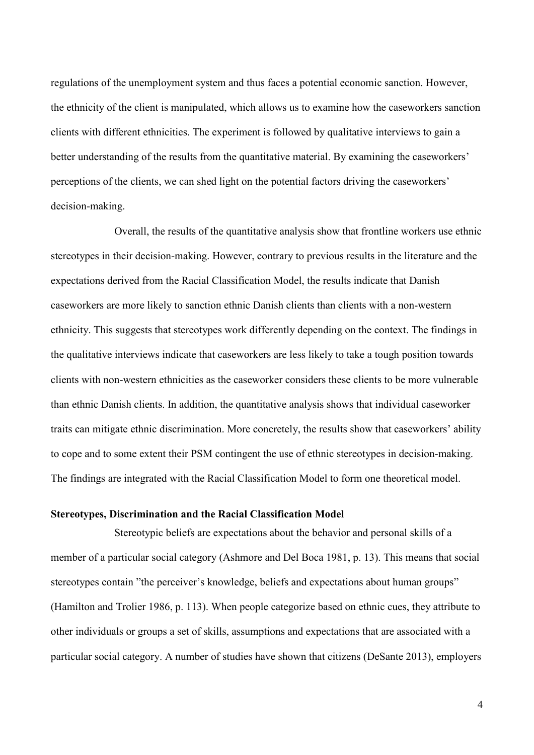regulations of the unemployment system and thus faces a potential economic sanction. However, the ethnicity of the client is manipulated, which allows us to examine how the caseworkers sanction clients with different ethnicities. The experiment is followed by qualitative interviews to gain a better understanding of the results from the quantitative material. By examining the caseworkers' perceptions of the clients, we can shed light on the potential factors driving the caseworkers' decision-making.

Overall, the results of the quantitative analysis show that frontline workers use ethnic stereotypes in their decision-making. However, contrary to previous results in the literature and the expectations derived from the Racial Classification Model, the results indicate that Danish caseworkers are more likely to sanction ethnic Danish clients than clients with a non-western ethnicity. This suggests that stereotypes work differently depending on the context. The findings in the qualitative interviews indicate that caseworkers are less likely to take a tough position towards clients with non-western ethnicities as the caseworker considers these clients to be more vulnerable than ethnic Danish clients. In addition, the quantitative analysis shows that individual caseworker traits can mitigate ethnic discrimination. More concretely, the results show that caseworkers' ability to cope and to some extent their PSM contingent the use of ethnic stereotypes in decision-making. The findings are integrated with the Racial Classification Model to form one theoretical model.

## Stereotypes, Discrimination and the Racial Classification Model

Stereotypic beliefs are expectations about the behavior and personal skills of a member of a particular social category (Ashmore and Del Boca 1981, p. 13). This means that social stereotypes contain "the perceiver's knowledge, beliefs and expectations about human groups" (Hamilton and Trolier 1986, p. 113). When people categorize based on ethnic cues, they attribute to other individuals or groups a set of skills, assumptions and expectations that are associated with a particular social category. A number of studies have shown that citizens (DeSante 2013), employers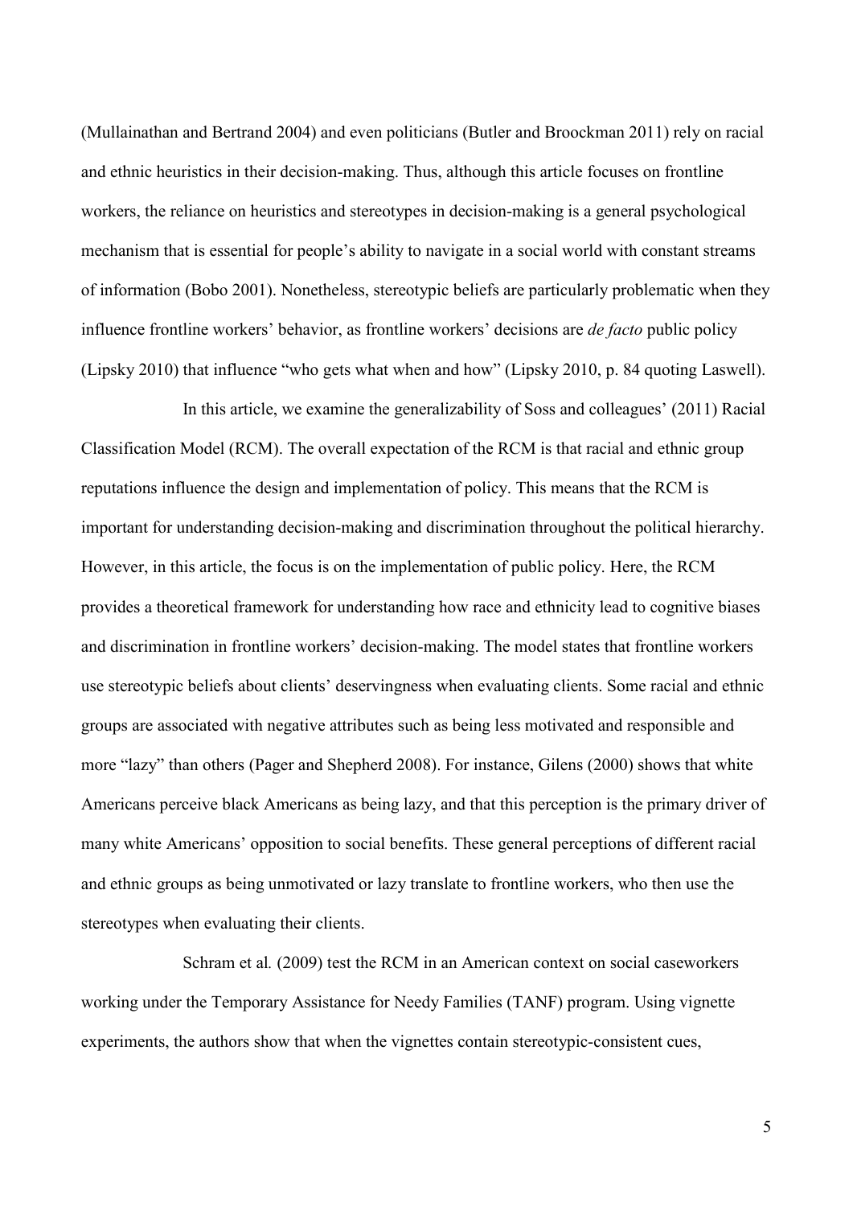(Mullainathan and Bertrand 2004) and even politicians (Butler and Broockman 2011) rely on racial and ethnic heuristics in their decision-making. Thus, although this article focuses on frontline workers, the reliance on heuristics and stereotypes in decision-making is a general psychological mechanism that is essential for people's ability to navigate in a social world with constant streams of information (Bobo 2001). Nonetheless, stereotypic beliefs are particularly problematic when they influence frontline workers' behavior, as frontline workers' decisions are *de facto* public policy (Lipsky 2010) that influence "who gets what when and how" (Lipsky 2010, p. 84 quoting Laswell).

In this article, we examine the generalizability of Soss and colleagues' (2011) Racial Classification Model (RCM). The overall expectation of the RCM is that racial and ethnic group reputations influence the design and implementation of policy. This means that the RCM is important for understanding decision-making and discrimination throughout the political hierarchy. However, in this article, the focus is on the implementation of public policy. Here, the RCM provides a theoretical framework for understanding how race and ethnicity lead to cognitive biases and discrimination in frontline workers' decision-making. The model states that frontline workers use stereotypic beliefs about clients' deservingness when evaluating clients. Some racial and ethnic groups are associated with negative attributes such as being less motivated and responsible and more "lazy" than others (Pager and Shepherd 2008). For instance, Gilens (2000) shows that white Americans perceive black Americans as being lazy, and that this perception is the primary driver of many white Americans' opposition to social benefits. These general perceptions of different racial and ethnic groups as being unmotivated or lazy translate to frontline workers, who then use the stereotypes when evaluating their clients.

Schram et al*.* (2009) test the RCM in an American context on social caseworkers working under the Temporary Assistance for Needy Families (TANF) program. Using vignette experiments, the authors show that when the vignettes contain stereotypic-consistent cues,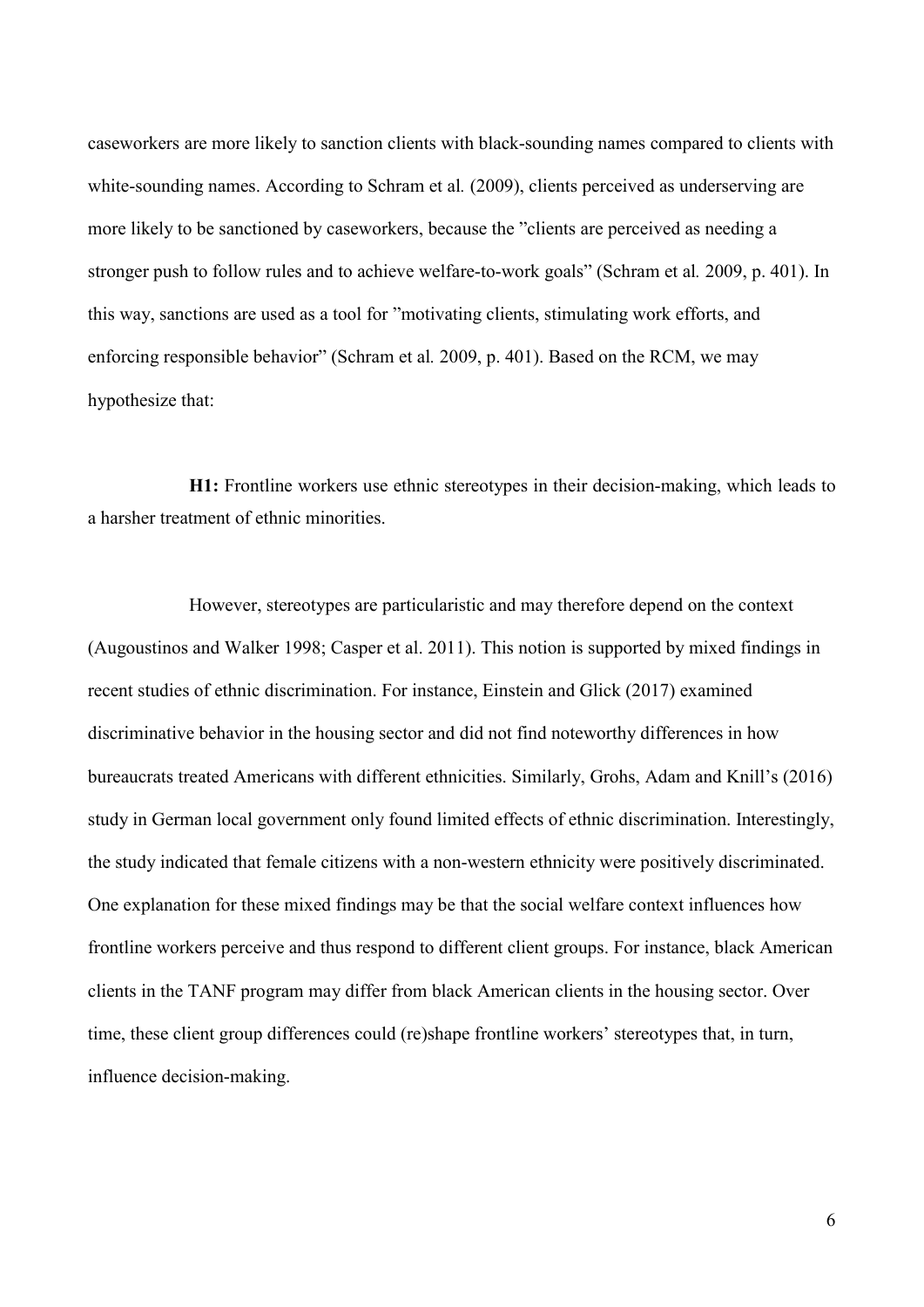caseworkers are more likely to sanction clients with black-sounding names compared to clients with white-sounding names. According to Schram et al*.* (2009), clients perceived as underserving are more likely to be sanctioned by caseworkers, because the "clients are perceived as needing a stronger push to follow rules and to achieve welfare-to-work goals" (Schram et al*.* 2009, p. 401). In this way, sanctions are used as a tool for "motivating clients, stimulating work efforts, and enforcing responsible behavior" (Schram et al*.* 2009, p. 401). Based on the RCM, we may hypothesize that:

**H1:** Frontline workers use ethnic stereotypes in their decision-making, which leads to a harsher treatment of ethnic minorities.

However, stereotypes are particularistic and may therefore depend on the context (Augoustinos and Walker 1998; Casper et al. 2011). This notion is supported by mixed findings in recent studies of ethnic discrimination. For instance, Einstein and Glick (2017) examined discriminative behavior in the housing sector and did not find noteworthy differences in how bureaucrats treated Americans with different ethnicities. Similarly, Grohs, Adam and Knill's (2016) study in German local government only found limited effects of ethnic discrimination. Interestingly, the study indicated that female citizens with a non-western ethnicity were positively discriminated. One explanation for these mixed findings may be that the social welfare context influences how frontline workers perceive and thus respond to different client groups. For instance, black American clients in the TANF program may differ from black American clients in the housing sector. Over time, these client group differences could (re)shape frontline workers' stereotypes that, in turn, influence decision-making.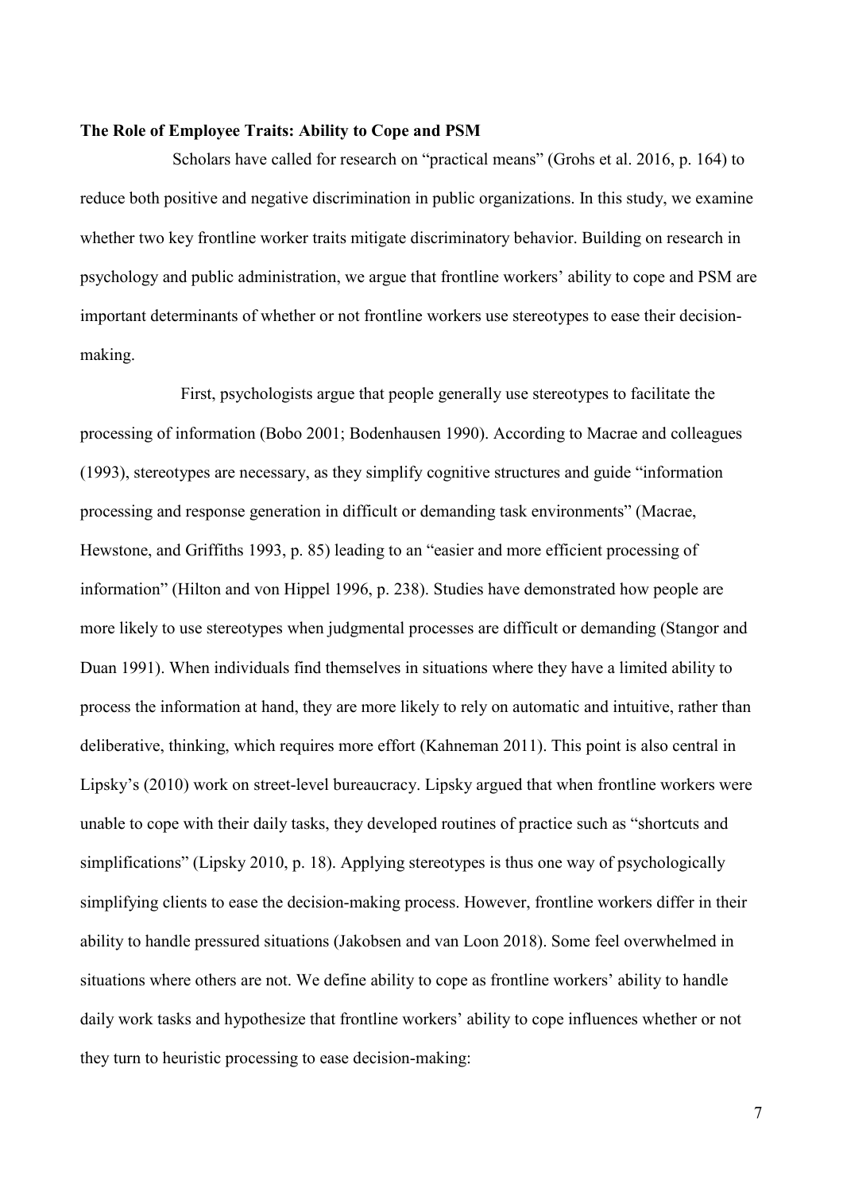**The Role of Employee Traits: Ability to Cope and PSM**

Scholars have called for research on "practical means" (Grohs et al. 2016, p. 164) to reduce both positive and negative discrimination in public organizations. In this study, we examine whether two key frontline worker traits mitigate discriminatory behavior. Building on research in psychology and public administration, we argue that frontline workers' ability to cope and PSM are important determinants of whether or not frontline workers use stereotypes to ease their decision-making.

First, psychologists argue that people generally use stereotypes to facilitate the processing of information (Bobo 2001; Bodenhausen 1990). According to Macrae and colleagues (1993), stereotypes are necessary, as they simplify cognitive structures and guide "information processing and response generation in difficult or demanding task environments" (Macrae, Hewstone, and Griffiths 1993, p. 85) leading to an "easier and more efficient processing of information" (Hilton and von Hippel 1996, p. 238). Studies have demonstrated how people are more likely to use stereotypes when judgmental processes are difficult or demanding (Stangor and Duan 1991). When individuals find themselves in situations where they have a limited ability to process the information at hand, they are more likely to rely on automatic and intuitive, rather than deliberative, thinking, which requires more effort (Kahneman 2011). This point is also central in Lipsky's (2010) work on street-level bureaucracy. Lipsky argued that when frontline workers were unable to cope with their daily tasks, they developed routines of practice such as "shortcuts and simplifications" (Lipsky 2010, p. 18). Applying stereotypes is thus one way of psychologically simplifying clients to ease the decision-making process. However, frontline workers differ in their ability to handle pressured situations (Jakobsen and van Loon 2018). Some feel overwhelmed in situations where others are not. We define ability to cope as frontline workers' ability to handle daily work tasks and hypothesize that frontline workers' ability to cope influences whether or not they turn to heuristic processing to ease decision-making: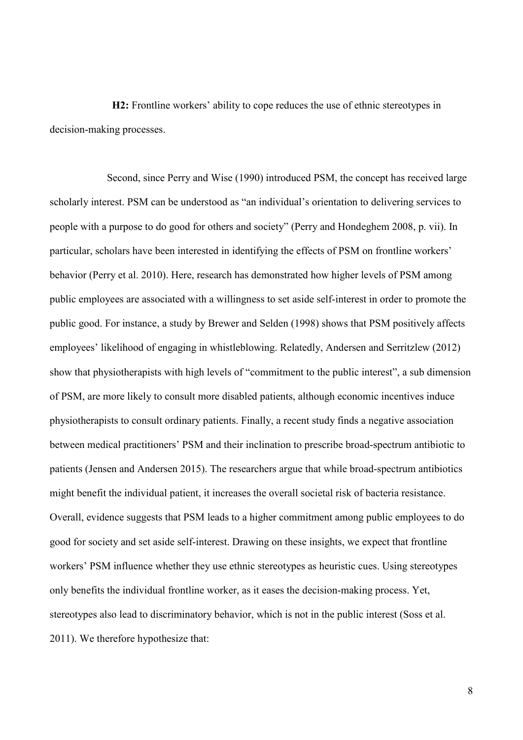**H2:** Frontline workers' ability to cope reduces the use of ethnic stereotypes in decision-making processes.

Second, since Perry and Wise (1990) introduced PSM, the concept has received large scholarly interest. PSM can be understood as "an individual's orientation to delivering services to people with a purpose to do good for others and society" (Perry and Hondeghem 2008, p. vii). In particular, scholars have been interested in identifying the effects of PSM on frontline workers' behavior (Perry et al. 2010). Here, research has demonstrated how higher levels of PSM among public employees are associated with a willingness to set aside self-interest in order to promote the public good. For instance, a study by Brewer and Selden (1998) shows that PSM positively affects employees' likelihood of engaging in whistleblowing. Relatedly, Andersen and Serritzlew (2012) show that physiotherapists with high levels of "commitment to the public interest", a sub dimension of PSM, are more likely to consult more disabled patients, although economic incentives induce physiotherapists to consult ordinary patients. Finally, a recent study finds a negative association between medical practitioners' PSM and their inclination to prescribe broad-spectrum antibiotic to patients (Jensen and Andersen 2015). The researchers argue that while broad-spectrum antibiotics might benefit the individual patient, it increases the overall societal risk of bacteria resistance. Overall, evidence suggests that PSM leads to a higher commitment among public employees to do good for society and set aside self-interest. Drawing on these insights, we expect that frontline workers' PSM influence whether they use ethnic stereotypes as heuristic cues. Using stereotypes only benefits the individual frontline worker, as it eases the decision-making process. Yet, stereotypes also lead to discriminatory behavior, which is not in the public interest (Soss et al. 2011). We therefore hypothesize that: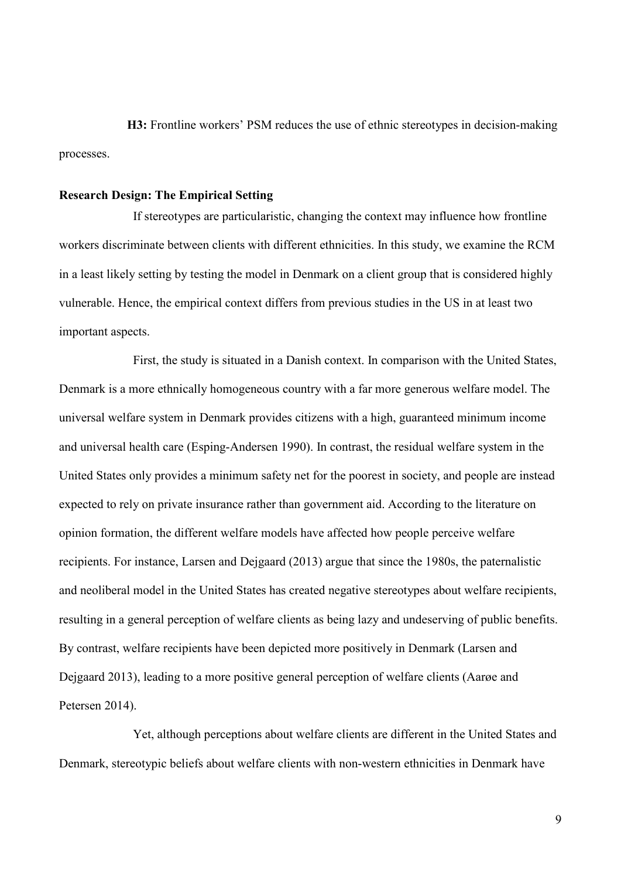**H3:** Frontline workers' PSM reduces the use of ethnic stereotypes in decision-making processes.

**Research Design: The Empirical Setting**

If stereotypes are particularistic, changing the context may influence how frontline workers discriminate between clients with different ethnicities. In this study, we examine the RCM in a least likely setting by testing the model in Denmark on a client group that is considered highly vulnerable. Hence, the empirical context differs from previous studies in the US in at least two important aspects.

First, the study is situated in a Danish context. In comparison with the United States, Denmark is a more ethnically homogeneous country with a far more generous welfare model. The universal welfare system in Denmark provides citizens with a high, guaranteed minimum income and universal health care (Esping-Andersen 1990). In contrast, the residual welfare system in the United States only provides a minimum safety net for the poorest in society, and people are instead expected to rely on private insurance rather than government aid. According to the literature on opinion formation, the different welfare models have affected how people perceive welfare recipients. For instance, Larsen and Dejgaard (2013) argue that since the 1980s, the paternalistic and neoliberal model in the United States has created negative stereotypes about welfare recipients, resulting in a general perception of welfare clients as being lazy and undeserving of public benefits. By contrast, welfare recipients have been depicted more positively in Denmark (Larsen and Dejgaard 2013), leading to a more positive general perception of welfare clients (Aarøe and Petersen 2014).

Yet, although perceptions about welfare clients are different in the United States and Denmark, stereotypic beliefs about welfare clients with non-western ethnicities in Denmark have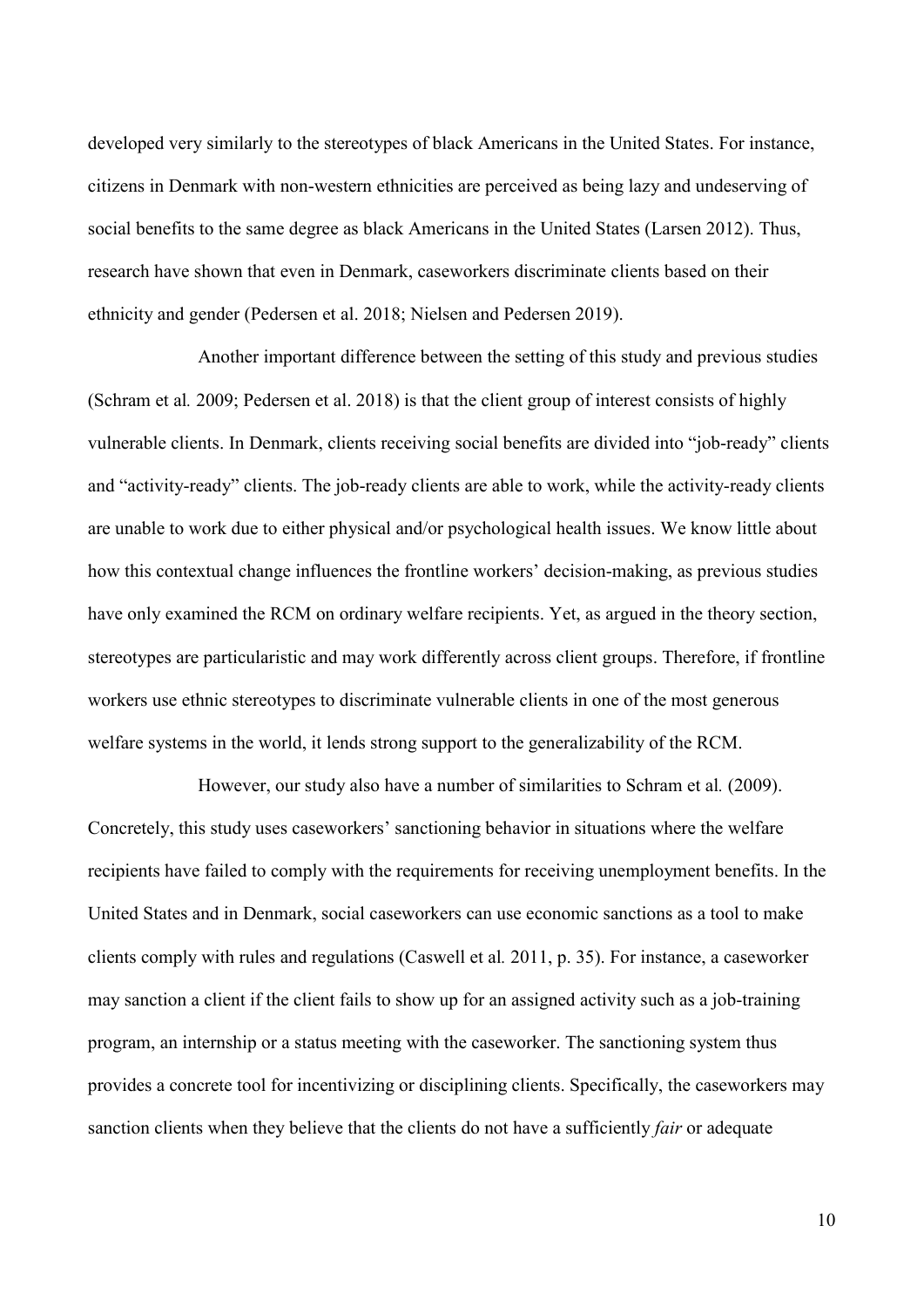developed very similarly to the stereotypes of black Americans in the United States. For instance, citizens in Denmark with non-western ethnicities are perceived as being lazy and undeserving of social benefits to the same degree as black Americans in the United States (Larsen 2012). Thus, research have shown that even in Denmark, caseworkers discriminate clients based on their ethnicity and gender (Pedersen et al. 2018; Nielsen and Pedersen 2019).

Another important difference between the setting of this study and previous studies (Schram et al*.* 2009; Pedersen et al. 2018) is that the client group of interest consists of highly vulnerable clients. In Denmark, clients receiving social benefits are divided into "job-ready" clients and "activity-ready" clients. The job-ready clients are able to work, while the activity-ready clients are unable to work due to either physical and/or psychological health issues. We know little about how this contextual change influences the frontline workers' decision-making, as previous studies have only examined the RCM on ordinary welfare recipients. Yet, as argued in the theory section, stereotypes are particularistic and may work differently across client groups. Therefore, if frontline workers use ethnic stereotypes to discriminate vulnerable clients in one of the most generous welfare systems in the world, it lends strong support to the generalizability of the RCM.

However, our study also have a number of similarities to Schram et al*.* (2009). Concretely, this study uses caseworkers' sanctioning behavior in situations where the welfare recipients have failed to comply with the requirements for receiving unemployment benefits. In the United States and in Denmark, social caseworkers can use economic sanctions as a tool to make clients comply with rules and regulations (Caswell et al*.* 2011, p. 35). For instance, a caseworker may sanction a client if the client fails to show up for an assigned activity such as a job-training program, an internship or a status meeting with the caseworker. The sanctioning system thus provides a concrete tool for incentivizing or disciplining clients. Specifically, the caseworkers may sanction clients when they believe that the clients do not have a sufficiently *fair* or adequate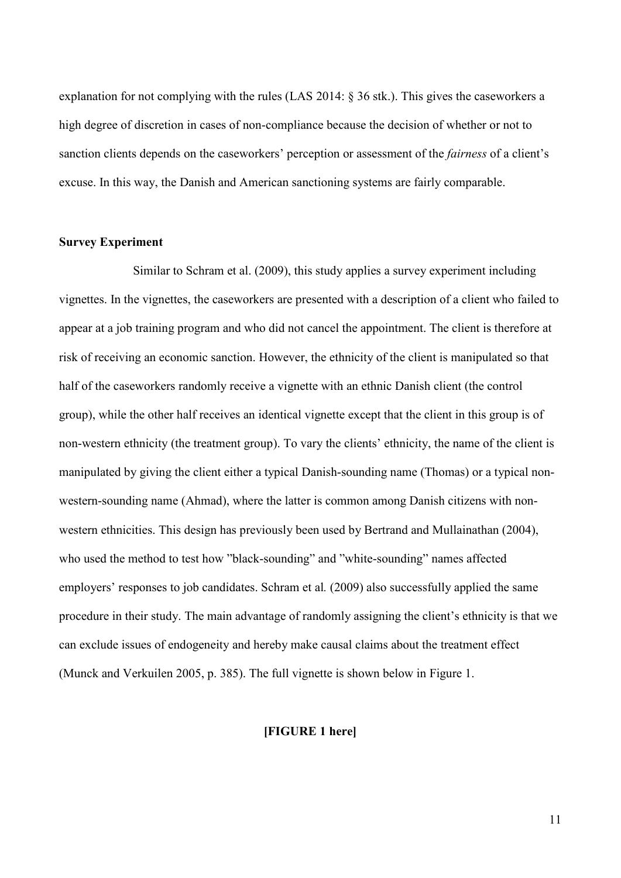explanation for not complying with the rules (LAS 2014: § 36 stk.). This gives the caseworkers a high degree of discretion in cases of non-compliance because the decision of whether or not to sanction clients depends on the caseworkers' perception or assessment of the *fairness* of a client's excuse. In this way, the Danish and American sanctioning systems are fairly comparable.

**Survey Experiment**

Similar to Schram et al. (2009), this study applies a survey experiment including vignettes. In the vignettes, the caseworkers are presented with a description of a client who failed to appear at a job training program and who did not cancel the appointment. The client is therefore at risk of receiving an economic sanction. However, the ethnicity of the client is manipulated so that half of the caseworkers randomly receive a vignette with an ethnic Danish client (the control group), while the other half receives an identical vignette except that the client in this group is of non-western ethnicity (the treatment group). To vary the clients' ethnicity, the name of the client is manipulated by giving the client either a typical Danish-sounding name (Thomas) or a typical non-western-sounding name (Ahmad), where the latter is common among Danish citizens with non-western ethnicities. This design has previously been used by Bertrand and Mullainathan (2004), who used the method to test how "black-sounding" and "white-sounding" names affected employers' responses to job candidates. Schram et al*.* (2009) also successfully applied the same procedure in their study. The main advantage of randomly assigning the client's ethnicity is that we can exclude issues of endogeneity and hereby make causal claims about the treatment effect (Munck and Verkuilen 2005, p. 385). The full vignette is shown below in Figure 1.

**[FIGURE 1 here]**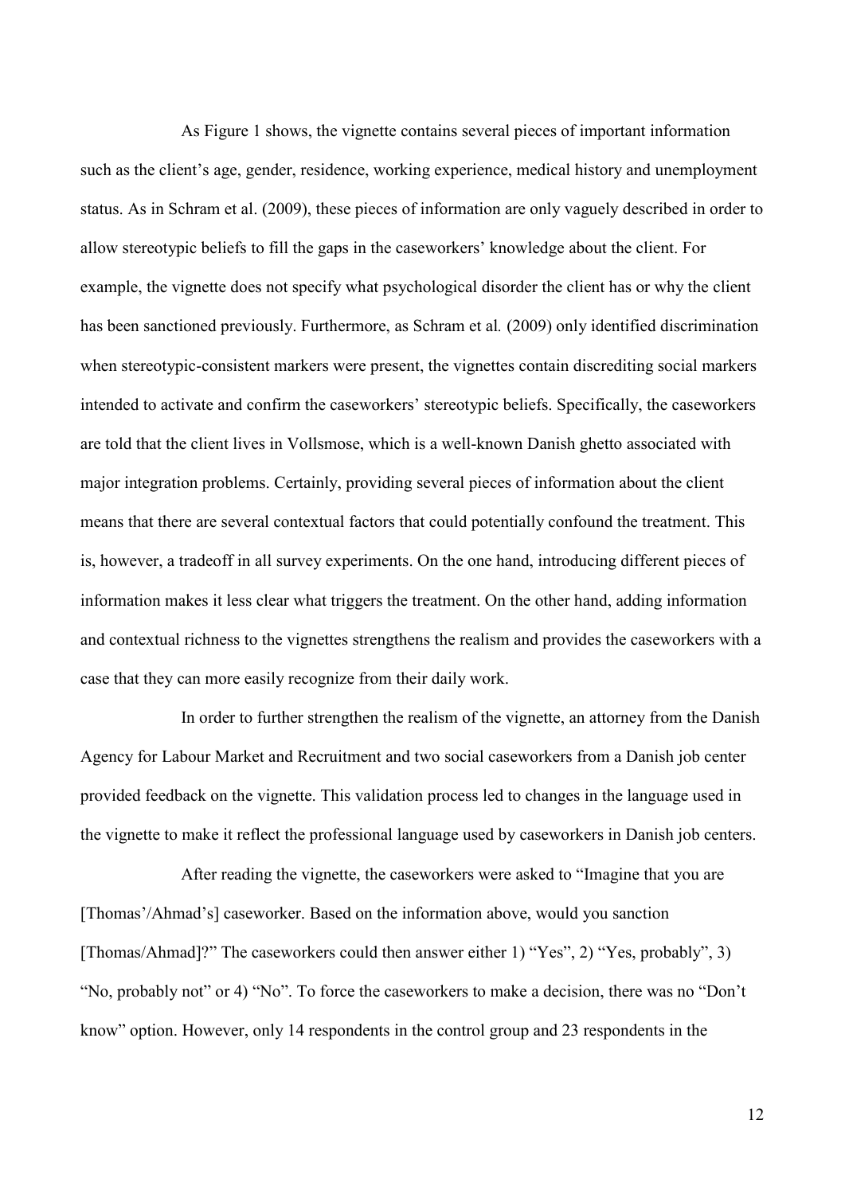As Figure 1 shows, the vignette contains several pieces of important information such as the client's age, gender, residence, working experience, medical history and unemployment status. As in Schram et al. (2009), these pieces of information are only vaguely described in order to allow stereotypic beliefs to fill the gaps in the caseworkers' knowledge about the client. For example, the vignette does not specify what psychological disorder the client has or why the client has been sanctioned previously. Furthermore, as Schram et al*.* (2009) only identified discrimination when stereotypic-consistent markers were present, the vignettes contain discrediting social markers intended to activate and confirm the caseworkers' stereotypic beliefs. Specifically, the caseworkers are told that the client lives in Vollsmose, which is a well-known Danish ghetto associated with major integration problems. Certainly, providing several pieces of information about the client means that there are several contextual factors that could potentially confound the treatment. This is, however, a tradeoff in all survey experiments. On the one hand, introducing different pieces of information makes it less clear what triggers the treatment. On the other hand, adding information and contextual richness to the vignettes strengthens the realism and provides the caseworkers with a case that they can more easily recognize from their daily work.

In order to further strengthen the realism of the vignette, an attorney from the Danish Agency for Labour Market and Recruitment and two social caseworkers from a Danish job center provided feedback on the vignette. This validation process led to changes in the language used in the vignette to make it reflect the professional language used by caseworkers in Danish job centers.

After reading the vignette, the caseworkers were asked to "Imagine that you are [Thomas'/Ahmad's] caseworker. Based on the information above, would you sanction [Thomas/Ahmad]?" The caseworkers could then answer either 1) "Yes", 2) "Yes, probably", 3) "No, probably not" or 4) "No". To force the caseworkers to make a decision, there was no "Don't know" option. However, only 14 respondents in the control group and 23 respondents in the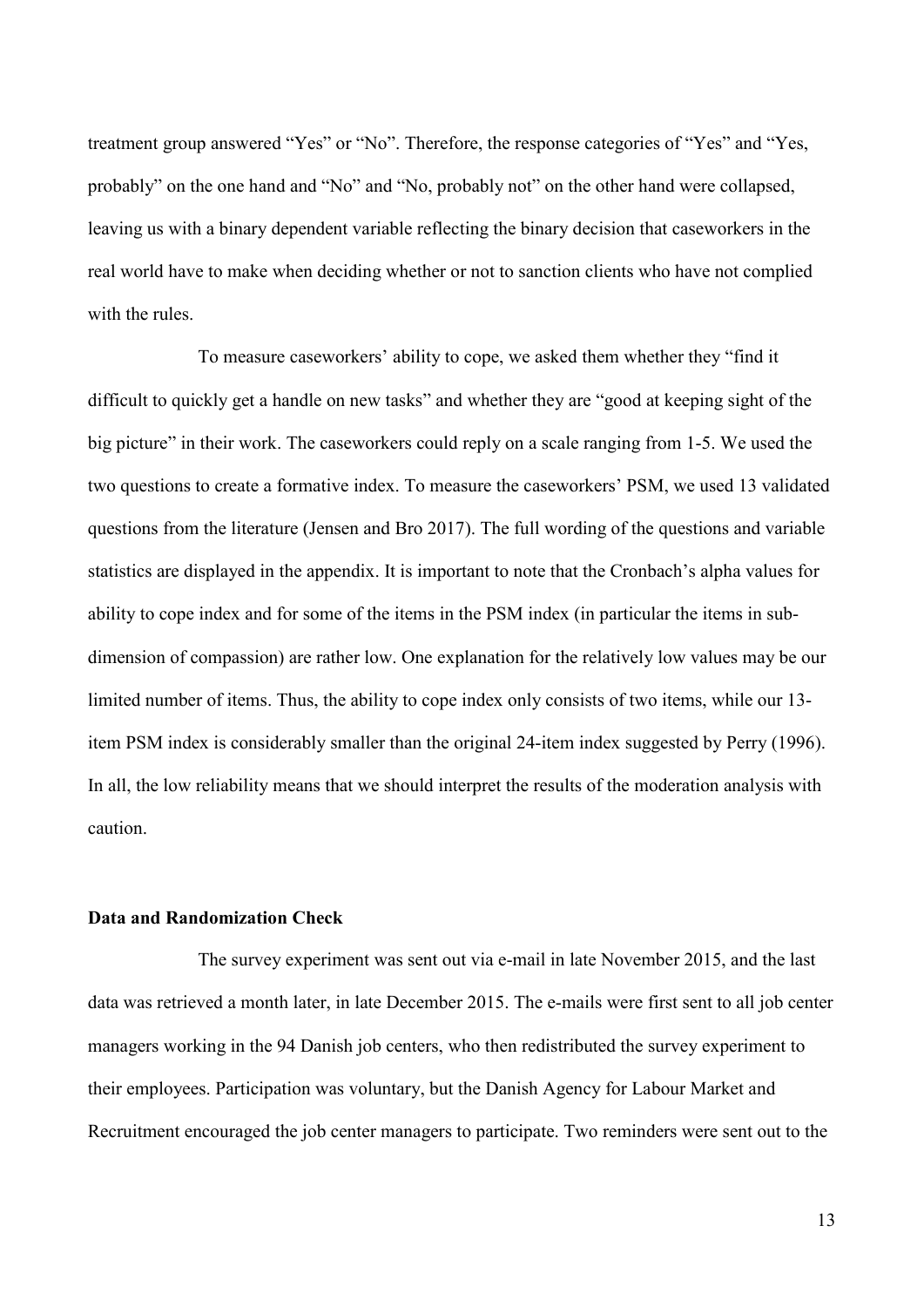treatment group answered “Yes” or “No”. Therefore, the response categories of “Yes” and “Yes, probably” on the one hand and “No” and “No, probably not” on the other hand were collapsed, leaving us with a binary dependent variable reflecting the binary decision that caseworkers in the real world have to make when deciding whether or not to sanction clients who have not complied with the rules.

To measure caseworkers’ ability to cope, we asked them whether they “find it difficult to quickly get a handle on new tasks” and whether they are “good at keeping sight of the big picture” in their work. The caseworkers could reply on a scale ranging from 1-5. We used the two questions to create a formative index. To measure the caseworkers’ PSM, we used 13 validated questions from the literature (Jensen and Bro 2017). The full wording of the questions and variable statistics are displayed in the appendix. It is important to note that the Cronbach’s alpha values for ability to cope index and for some of the items in the PSM index (in particular the items in sub-dimension of compassion) are rather low. One explanation for the relatively low values may be our limited number of items. Thus, the ability to cope index only consists of two items, while our 13-item PSM index is considerably smaller than the original 24-item index suggested by Perry (1996). In all, the low reliability means that we should interpret the results of the moderation analysis with caution.

**Data and Randomization Check**

The survey experiment was sent out via e-mail in late November 2015, and the last data was retrieved a month later, in late December 2015. The e-mails were first sent to all job center managers working in the 94 Danish job centers, who then redistributed the survey experiment to their employees. Participation was voluntary, but the Danish Agency for Labour Market and Recruitment encouraged the job center managers to participate. Two reminders were sent out to the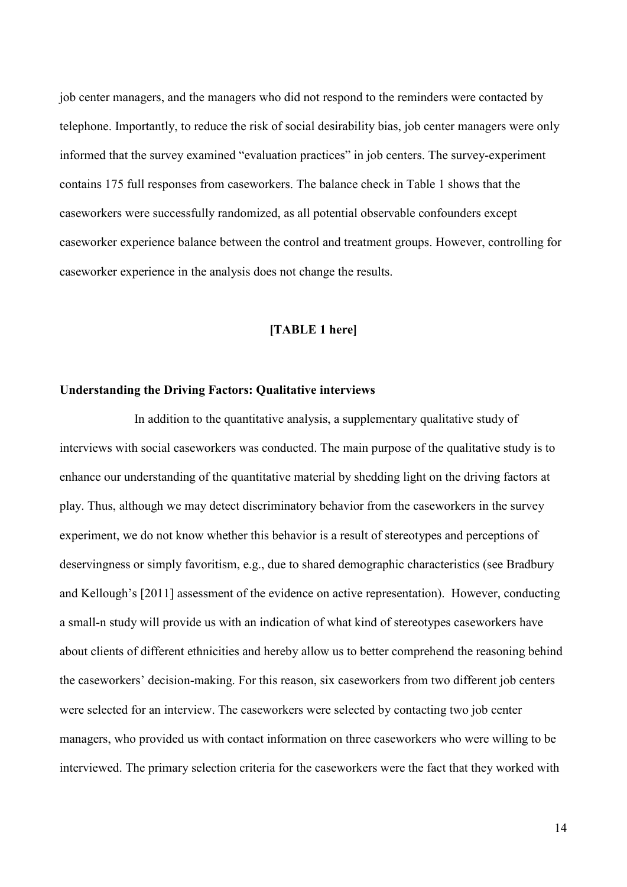job center managers, and the managers who did not respond to the reminders were contacted by telephone. Importantly, to reduce the risk of social desirability bias, job center managers were only informed that the survey examined "evaluation practices" in job centers. The survey-experiment contains 175 full responses from caseworkers. The balance check in Table 1 shows that the caseworkers were successfully randomized, as all potential observable confounders except caseworker experience balance between the control and treatment groups. However, controlling for caseworker experience in the analysis does not change the results.

**[TABLE 1 here]**

**Understanding the Driving Factors: Qualitative interviews**

In addition to the quantitative analysis, a supplementary qualitative study of interviews with social caseworkers was conducted. The main purpose of the qualitative study is to enhance our understanding of the quantitative material by shedding light on the driving factors at play. Thus, although we may detect discriminatory behavior from the caseworkers in the survey experiment, we do not know whether this behavior is a result of stereotypes and perceptions of deservingness or simply favoritism, e.g., due to shared demographic characteristics (see Bradbury and Kellough's [2011] assessment of the evidence on active representation). However, conducting a small-n study will provide us with an indication of what kind of stereotypes caseworkers have about clients of different ethnicities and hereby allow us to better comprehend the reasoning behind the caseworkers' decision-making. For this reason, six caseworkers from two different job centers were selected for an interview. The caseworkers were selected by contacting two job center managers, who provided us with contact information on three caseworkers who were willing to be interviewed. The primary selection criteria for the caseworkers were the fact that they worked with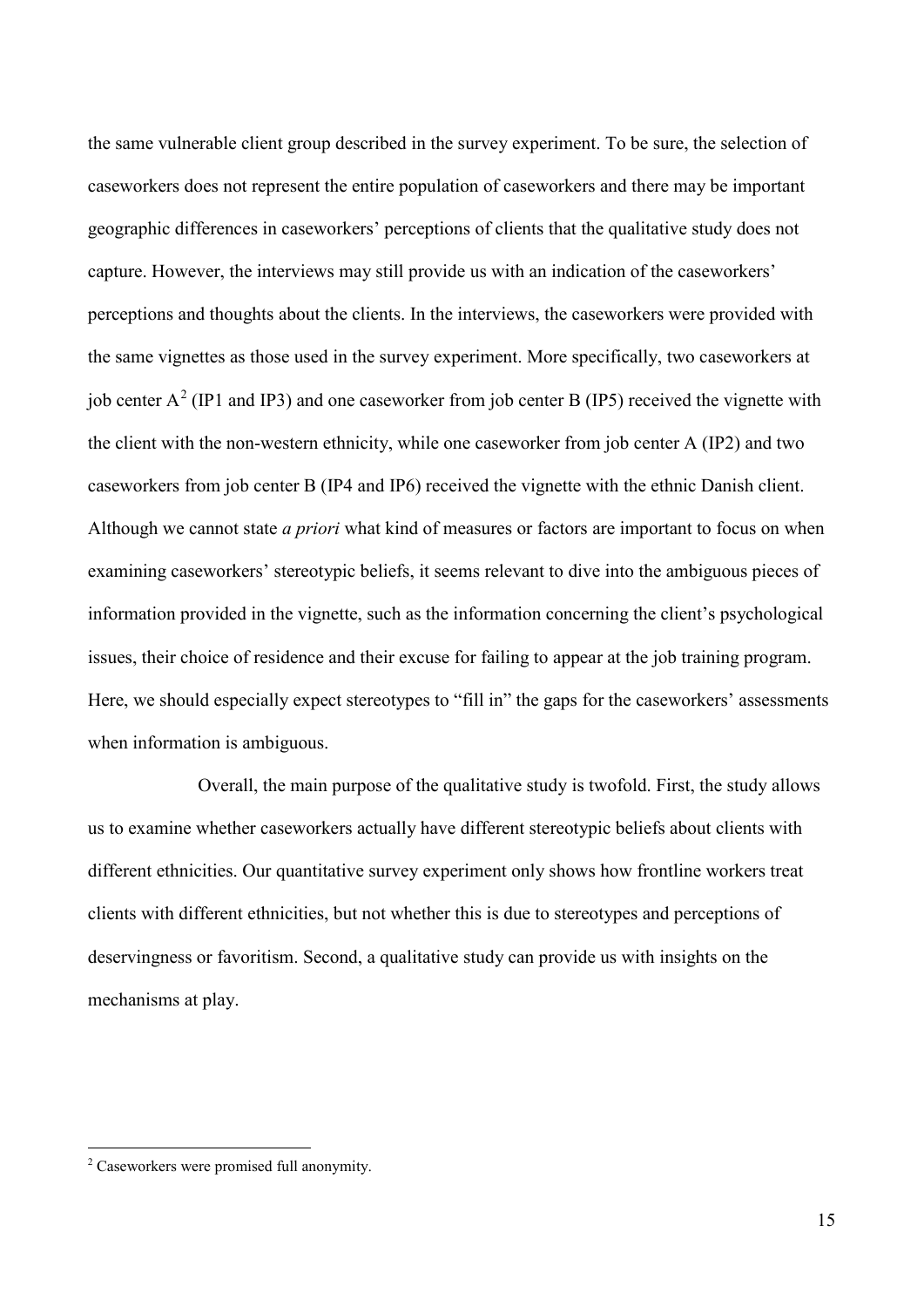the same vulnerable client group described in the survey experiment. To be sure, the selection of caseworkers does not represent the entire population of caseworkers and there may be important geographic differences in caseworkers' perceptions of clients that the qualitative study does not capture. However, the interviews may still provide us with an indication of the caseworkers' perceptions and thoughts about the clients. In the interviews, the caseworkers were provided with the same vignettes as those used in the survey experiment. More specifically, two caseworkers at job center A[2] (IP1 and IP3) and one caseworker from job center B (IP5) received the vignette with the client with the non-western ethnicity, while one caseworker from job center A (IP2) and two caseworkers from job center B (IP4 and IP6) received the vignette with the ethnic Danish client. Although we cannot state *a priori* what kind of measures or factors are important to focus on when examining caseworkers' stereotypic beliefs, it seems relevant to dive into the ambiguous pieces of information provided in the vignette, such as the information concerning the client's psychological issues, their choice of residence and their excuse for failing to appear at the job training program. Here, we should especially expect stereotypes to "fill in" the gaps for the caseworkers' assessments when information is ambiguous.

Overall, the main purpose of the qualitative study is twofold. First, the study allows us to examine whether caseworkers actually have different stereotypic beliefs about clients with different ethnicities. Our quantitative survey experiment only shows how frontline workers treat clients with different ethnicities, but not whether this is due to stereotypes and perceptions of deservingness or favoritism. Second, a qualitative study can provide us with insights on the mechanisms at play.

[2] Caseworkers were promised full anonymity.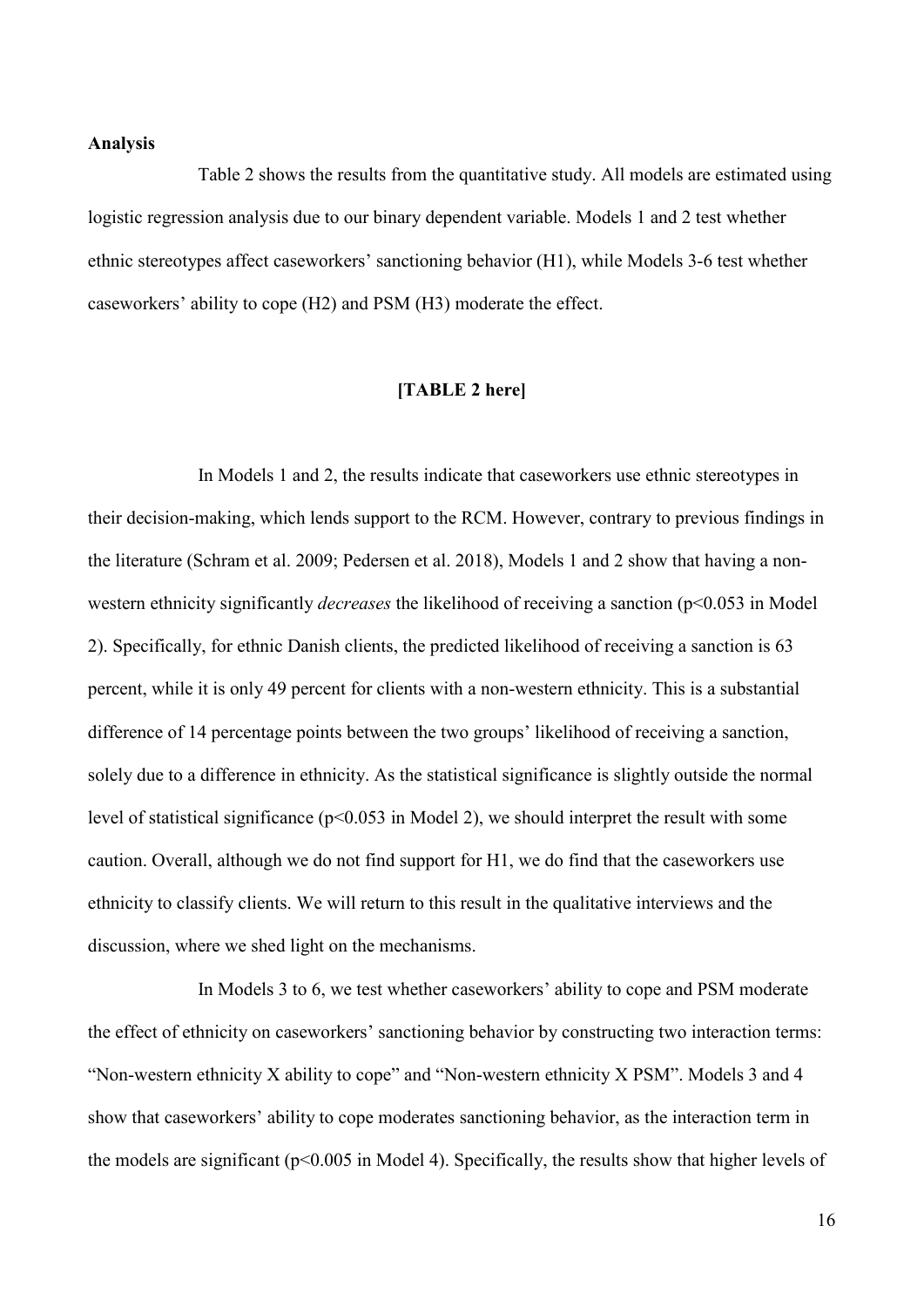**Analysis**

Table 2 shows the results from the quantitative study. All models are estimated using logistic regression analysis due to our binary dependent variable. Models 1 and 2 test whether ethnic stereotypes affect caseworkers' sanctioning behavior (H1), while Models 3-6 test whether caseworkers' ability to cope (H2) and PSM (H3) moderate the effect.

**[TABLE 2 here]**

In Models 1 and 2, the results indicate that caseworkers use ethnic stereotypes in their decision-making, which lends support to the RCM. However, contrary to previous findings in the literature (Schram et al. 2009; Pedersen et al. 2018), Models 1 and 2 show that having a non-western ethnicity significantly *decreases* the likelihood of receiving a sanction ($p<0.053$ in Model 2). Specifically, for ethnic Danish clients, the predicted likelihood of receiving a sanction is 63 percent, while it is only 49 percent for clients with a non-western ethnicity. This is a substantial difference of 14 percentage points between the two groups' likelihood of receiving a sanction, solely due to a difference in ethnicity. As the statistical significance is slightly outside the normal level of statistical significance ($p<0.053$ in Model 2), we should interpret the result with some caution. Overall, although we do not find support for H1, we do find that the caseworkers use ethnicity to classify clients. We will return to this result in the qualitative interviews and the discussion, where we shed light on the mechanisms.

In Models 3 to 6, we test whether caseworkers' ability to cope and PSM moderate the effect of ethnicity on caseworkers' sanctioning behavior by constructing two interaction terms: "Non-western ethnicity X ability to cope" and "Non-western ethnicity X PSM". Models 3 and 4 show that caseworkers' ability to cope moderates sanctioning behavior, as the interaction term in the models are significant ($p<0.005$ in Model 4). Specifically, the results show that higher levels of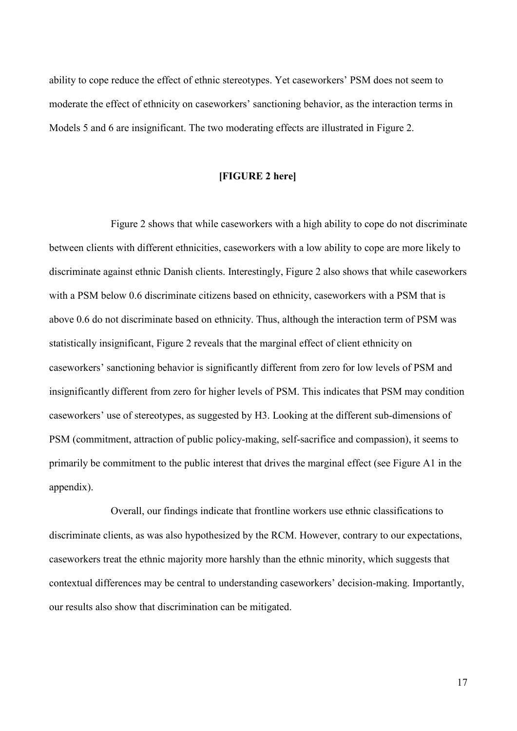ability to cope reduce the effect of ethnic stereotypes. Yet caseworkers' PSM does not seem to moderate the effect of ethnicity on caseworkers' sanctioning behavior, as the interaction terms in Models 5 and 6 are insignificant. The two moderating effects are illustrated in Figure 2.

**[FIGURE 2 here]**

Figure 2 shows that while caseworkers with a high ability to cope do not discriminate between clients with different ethnicities, caseworkers with a low ability to cope are more likely to discriminate against ethnic Danish clients. Interestingly, Figure 2 also shows that while caseworkers with a PSM below 0.6 discriminate citizens based on ethnicity, caseworkers with a PSM that is above 0.6 do not discriminate based on ethnicity. Thus, although the interaction term of PSM was statistically insignificant, Figure 2 reveals that the marginal effect of client ethnicity on caseworkers' sanctioning behavior is significantly different from zero for low levels of PSM and insignificantly different from zero for higher levels of PSM. This indicates that PSM may condition caseworkers' use of stereotypes, as suggested by H3. Looking at the different sub-dimensions of PSM (commitment, attraction of public policy-making, self-sacrifice and compassion), it seems to primarily be commitment to the public interest that drives the marginal effect (see Figure A1 in the appendix).

Overall, our findings indicate that frontline workers use ethnic classifications to discriminate clients, as was also hypothesized by the RCM. However, contrary to our expectations, caseworkers treat the ethnic majority more harshly than the ethnic minority, which suggests that contextual differences may be central to understanding caseworkers' decision-making. Importantly, our results also show that discrimination can be mitigated.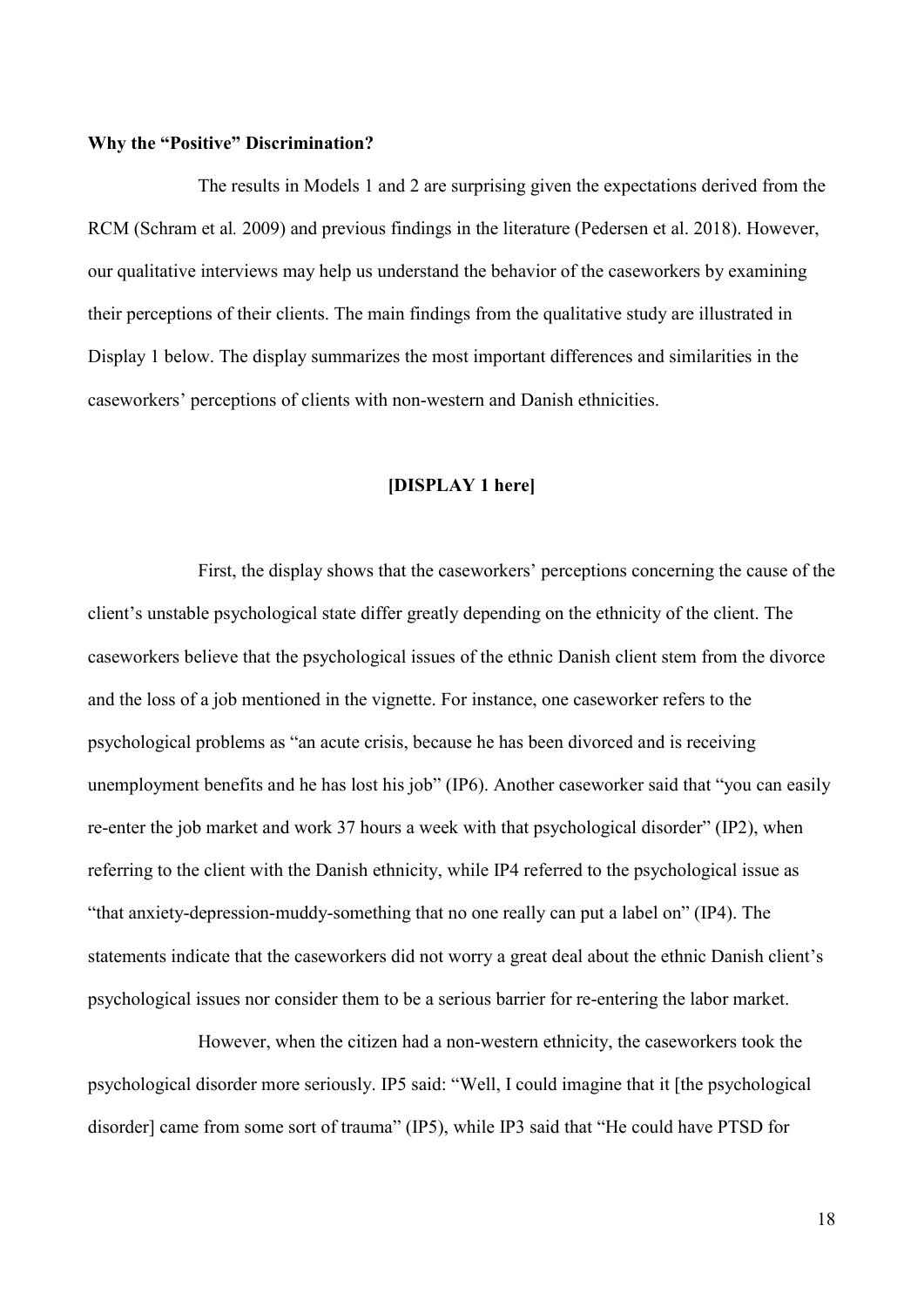**Why the "Positive" Discrimination?**

The results in Models 1 and 2 are surprising given the expectations derived from the RCM (Schram et al*.* 2009) and previous findings in the literature (Pedersen et al. 2018). However, our qualitative interviews may help us understand the behavior of the caseworkers by examining their perceptions of their clients. The main findings from the qualitative study are illustrated in Display 1 below. The display summarizes the most important differences and similarities in the caseworkers' perceptions of clients with non-western and Danish ethnicities.

**[DISPLAY 1 here]**

First, the display shows that the caseworkers' perceptions concerning the cause of the client's unstable psychological state differ greatly depending on the ethnicity of the client. The caseworkers believe that the psychological issues of the ethnic Danish client stem from the divorce and the loss of a job mentioned in the vignette. For instance, one caseworker refers to the psychological problems as "an acute crisis, because he has been divorced and is receiving unemployment benefits and he has lost his job" (IP6). Another caseworker said that "you can easily re-enter the job market and work 37 hours a week with that psychological disorder" (IP2), when referring to the client with the Danish ethnicity, while IP4 referred to the psychological issue as "that anxiety-depression-muddy-something that no one really can put a label on" (IP4). The statements indicate that the caseworkers did not worry a great deal about the ethnic Danish client's psychological issues nor consider them to be a serious barrier for re-entering the labor market.

However, when the citizen had a non-western ethnicity, the caseworkers took the psychological disorder more seriously. IP5 said: "Well, I could imagine that it [the psychological disorder] came from some sort of trauma" (IP5), while IP3 said that "He could have PTSD for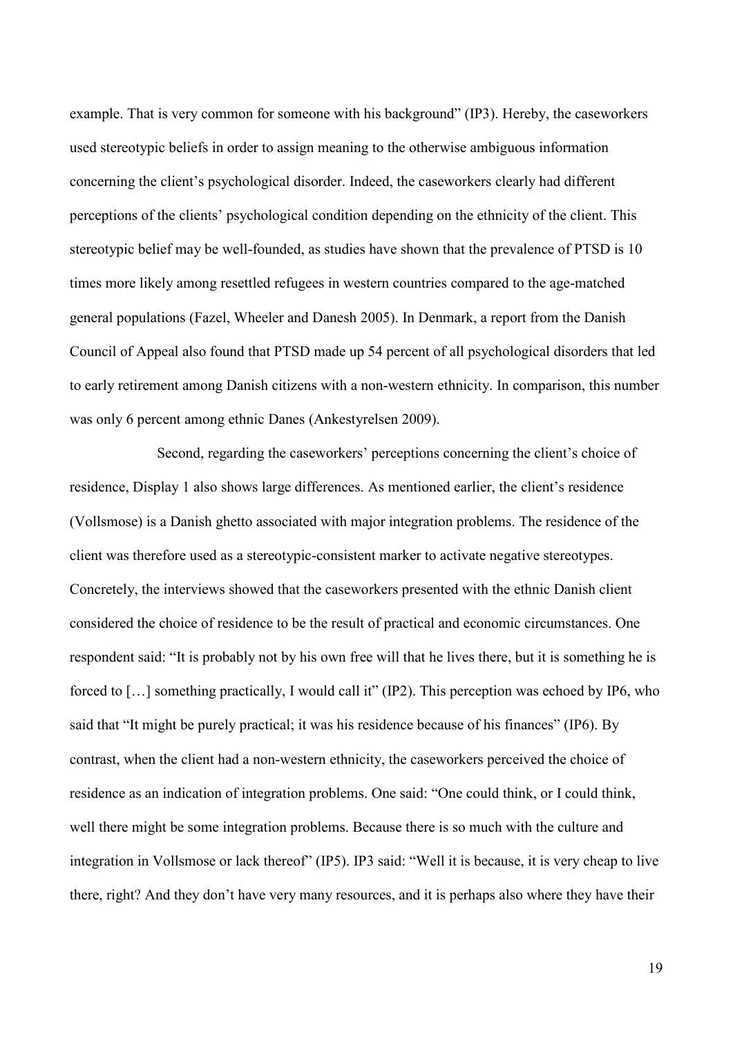example. That is very common for someone with his background" (IP3). Hereby, the caseworkers used stereotypic beliefs in order to assign meaning to the otherwise ambiguous information concerning the client's psychological disorder. Indeed, the caseworkers clearly had different perceptions of the clients' psychological condition depending on the ethnicity of the client. This stereotypic belief may be well-founded, as studies have shown that the prevalence of PTSD is 10 times more likely among resettled refugees in western countries compared to the age-matched general populations (Fazel, Wheeler and Danesh 2005). In Denmark, a report from the Danish Council of Appeal also found that PTSD made up 54 percent of all psychological disorders that led to early retirement among Danish citizens with a non-western ethnicity. In comparison, this number was only 6 percent among ethnic Danes (Ankestyrelsen 2009).

Second, regarding the caseworkers' perceptions concerning the client's choice of residence, Display 1 also shows large differences. As mentioned earlier, the client's residence (Vollsmose) is a Danish ghetto associated with major integration problems. The residence of the client was therefore used as a stereotypic-consistent marker to activate negative stereotypes. Concretely, the interviews showed that the caseworkers presented with the ethnic Danish client considered the choice of residence to be the result of practical and economic circumstances. One respondent said: "It is probably not by his own free will that he lives there, but it is something he is forced to […] something practically, I would call it" (IP2). This perception was echoed by IP6, who said that "It might be purely practical; it was his residence because of his finances" (IP6). By contrast, when the client had a non-western ethnicity, the caseworkers perceived the choice of residence as an indication of integration problems. One said: "One could think, or I could think, well there might be some integration problems. Because there is so much with the culture and integration in Vollsmose or lack thereof" (IP5). IP3 said: "Well it is because, it is very cheap to live there, right? And they don't have very many resources, and it is perhaps also where they have their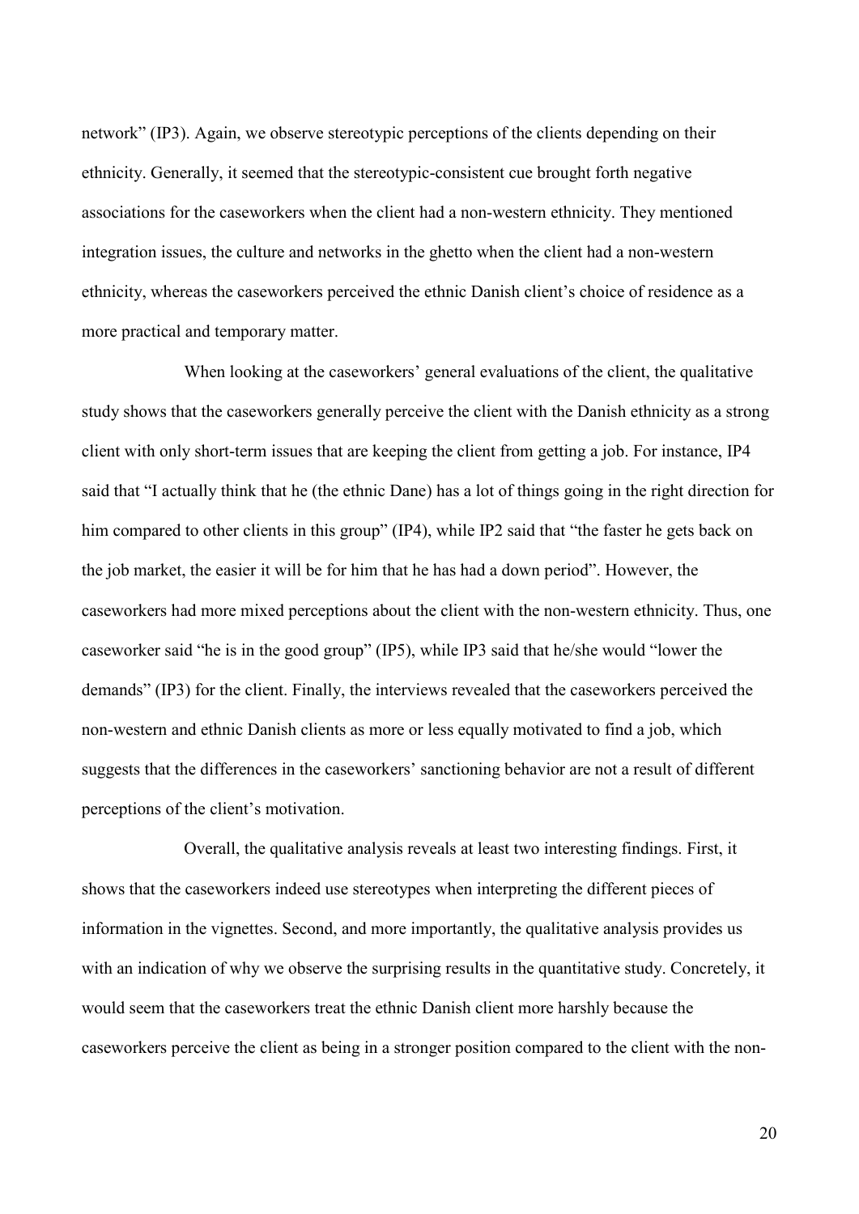network" (IP3). Again, we observe stereotypic perceptions of the clients depending on their ethnicity. Generally, it seemed that the stereotypic-consistent cue brought forth negative associations for the caseworkers when the client had a non-western ethnicity. They mentioned integration issues, the culture and networks in the ghetto when the client had a non-western ethnicity, whereas the caseworkers perceived the ethnic Danish client's choice of residence as a more practical and temporary matter.

When looking at the caseworkers' general evaluations of the client, the qualitative study shows that the caseworkers generally perceive the client with the Danish ethnicity as a strong client with only short-term issues that are keeping the client from getting a job. For instance, IP4 said that "I actually think that he (the ethnic Dane) has a lot of things going in the right direction for him compared to other clients in this group" (IP4), while IP2 said that "the faster he gets back on the job market, the easier it will be for him that he has had a down period". However, the caseworkers had more mixed perceptions about the client with the non-western ethnicity. Thus, one caseworker said "he is in the good group" (IP5), while IP3 said that he/she would "lower the demands" (IP3) for the client. Finally, the interviews revealed that the caseworkers perceived the non-western and ethnic Danish clients as more or less equally motivated to find a job, which suggests that the differences in the caseworkers' sanctioning behavior are not a result of different perceptions of the client's motivation.

Overall, the qualitative analysis reveals at least two interesting findings. First, it shows that the caseworkers indeed use stereotypes when interpreting the different pieces of information in the vignettes. Second, and more importantly, the qualitative analysis provides us with an indication of why we observe the surprising results in the quantitative study. Concretely, it would seem that the caseworkers treat the ethnic Danish client more harshly because the caseworkers perceive the client as being in a stronger position compared to the client with the non-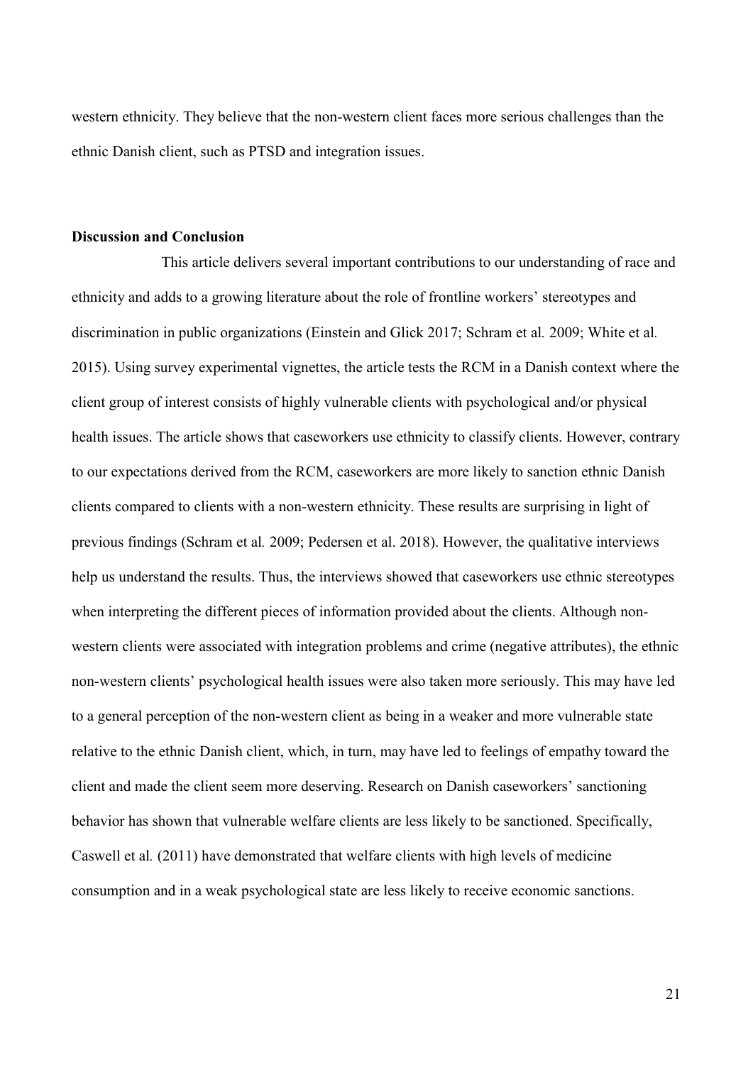western ethnicity. They believe that the non-western client faces more serious challenges than the ethnic Danish client, such as PTSD and integration issues.

**Discussion and Conclusion**

This article delivers several important contributions to our understanding of race and ethnicity and adds to a growing literature about the role of frontline workers' stereotypes and discrimination in public organizations (Einstein and Glick 2017; Schram et al*.* 2009; White et al*.* 2015). Using survey experimental vignettes, the article tests the RCM in a Danish context where the client group of interest consists of highly vulnerable clients with psychological and/or physical health issues. The article shows that caseworkers use ethnicity to classify clients. However, contrary to our expectations derived from the RCM, caseworkers are more likely to sanction ethnic Danish clients compared to clients with a non-western ethnicity. These results are surprising in light of previous findings (Schram et al*.* 2009; Pedersen et al. 2018). However, the qualitative interviews help us understand the results. Thus, the interviews showed that caseworkers use ethnic stereotypes when interpreting the different pieces of information provided about the clients. Although non-western clients were associated with integration problems and crime (negative attributes), the ethnic non-western clients' psychological health issues were also taken more seriously. This may have led to a general perception of the non-western client as being in a weaker and more vulnerable state relative to the ethnic Danish client, which, in turn, may have led to feelings of empathy toward the client and made the client seem more deserving. Research on Danish caseworkers' sanctioning behavior has shown that vulnerable welfare clients are less likely to be sanctioned. Specifically, Caswell et al*.* (2011) have demonstrated that welfare clients with high levels of medicine consumption and in a weak psychological state are less likely to receive economic sanctions.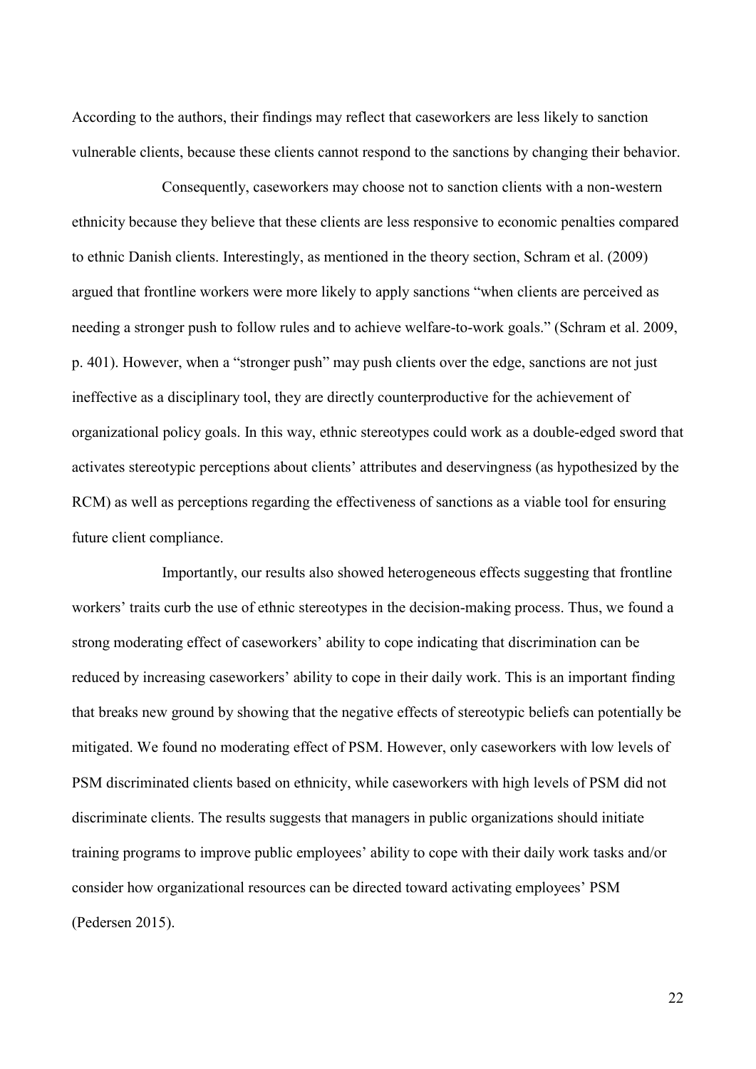According to the authors, their findings may reflect that caseworkers are less likely to sanction vulnerable clients, because these clients cannot respond to the sanctions by changing their behavior.

Consequently, caseworkers may choose not to sanction clients with a non-western ethnicity because they believe that these clients are less responsive to economic penalties compared to ethnic Danish clients. Interestingly, as mentioned in the theory section, Schram et al. (2009) argued that frontline workers were more likely to apply sanctions "when clients are perceived as needing a stronger push to follow rules and to achieve welfare-to-work goals." (Schram et al. 2009, p. 401). However, when a "stronger push" may push clients over the edge, sanctions are not just ineffective as a disciplinary tool, they are directly counterproductive for the achievement of organizational policy goals. In this way, ethnic stereotypes could work as a double-edged sword that activates stereotypic perceptions about clients' attributes and deservingness (as hypothesized by the RCM) as well as perceptions regarding the effectiveness of sanctions as a viable tool for ensuring future client compliance.

Importantly, our results also showed heterogeneous effects suggesting that frontline workers' traits curb the use of ethnic stereotypes in the decision-making process. Thus, we found a strong moderating effect of caseworkers' ability to cope indicating that discrimination can be reduced by increasing caseworkers' ability to cope in their daily work. This is an important finding that breaks new ground by showing that the negative effects of stereotypic beliefs can potentially be mitigated. We found no moderating effect of PSM. However, only caseworkers with low levels of PSM discriminated clients based on ethnicity, while caseworkers with high levels of PSM did not discriminate clients. The results suggests that managers in public organizations should initiate training programs to improve public employees' ability to cope with their daily work tasks and/or consider how organizational resources can be directed toward activating employees' PSM (Pedersen 2015).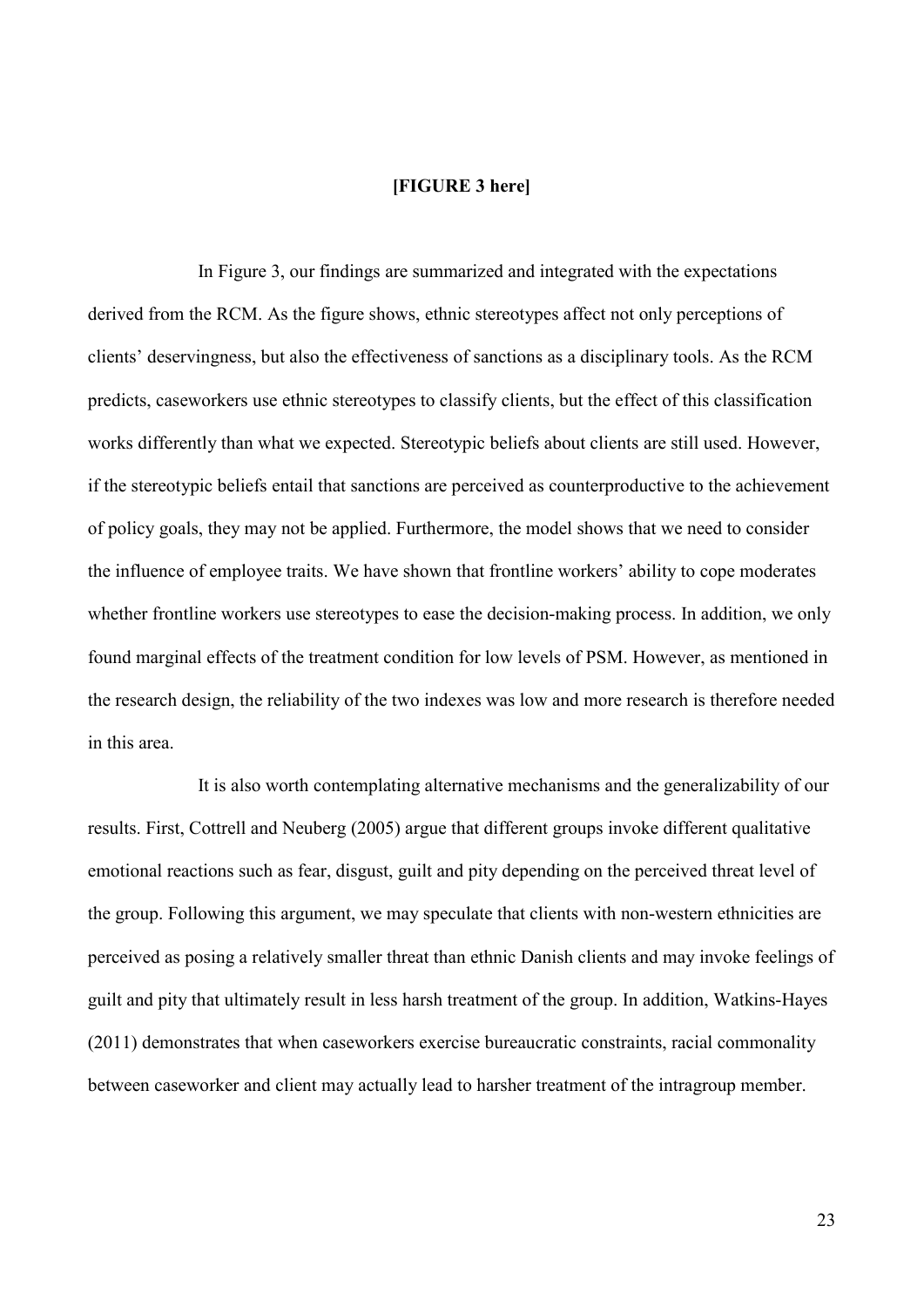**[FIGURE 3 here]**

In Figure 3, our findings are summarized and integrated with the expectations derived from the RCM. As the figure shows, ethnic stereotypes affect not only perceptions of clients' deservingness, but also the effectiveness of sanctions as a disciplinary tools. As the RCM predicts, caseworkers use ethnic stereotypes to classify clients, but the effect of this classification works differently than what we expected. Stereotypic beliefs about clients are still used. However, if the stereotypic beliefs entail that sanctions are perceived as counterproductive to the achievement of policy goals, they may not be applied. Furthermore, the model shows that we need to consider the influence of employee traits. We have shown that frontline workers' ability to cope moderates whether frontline workers use stereotypes to ease the decision-making process. In addition, we only found marginal effects of the treatment condition for low levels of PSM. However, as mentioned in the research design, the reliability of the two indexes was low and more research is therefore needed in this area.

It is also worth contemplating alternative mechanisms and the generalizability of our results. First, Cottrell and Neuberg (2005) argue that different groups invoke different qualitative emotional reactions such as fear, disgust, guilt and pity depending on the perceived threat level of the group. Following this argument, we may speculate that clients with non-western ethnicities are perceived as posing a relatively smaller threat than ethnic Danish clients and may invoke feelings of guilt and pity that ultimately result in less harsh treatment of the group. In addition, Watkins-Hayes (2011) demonstrates that when caseworkers exercise bureaucratic constraints, racial commonality between caseworker and client may actually lead to harsher treatment of the intragroup member.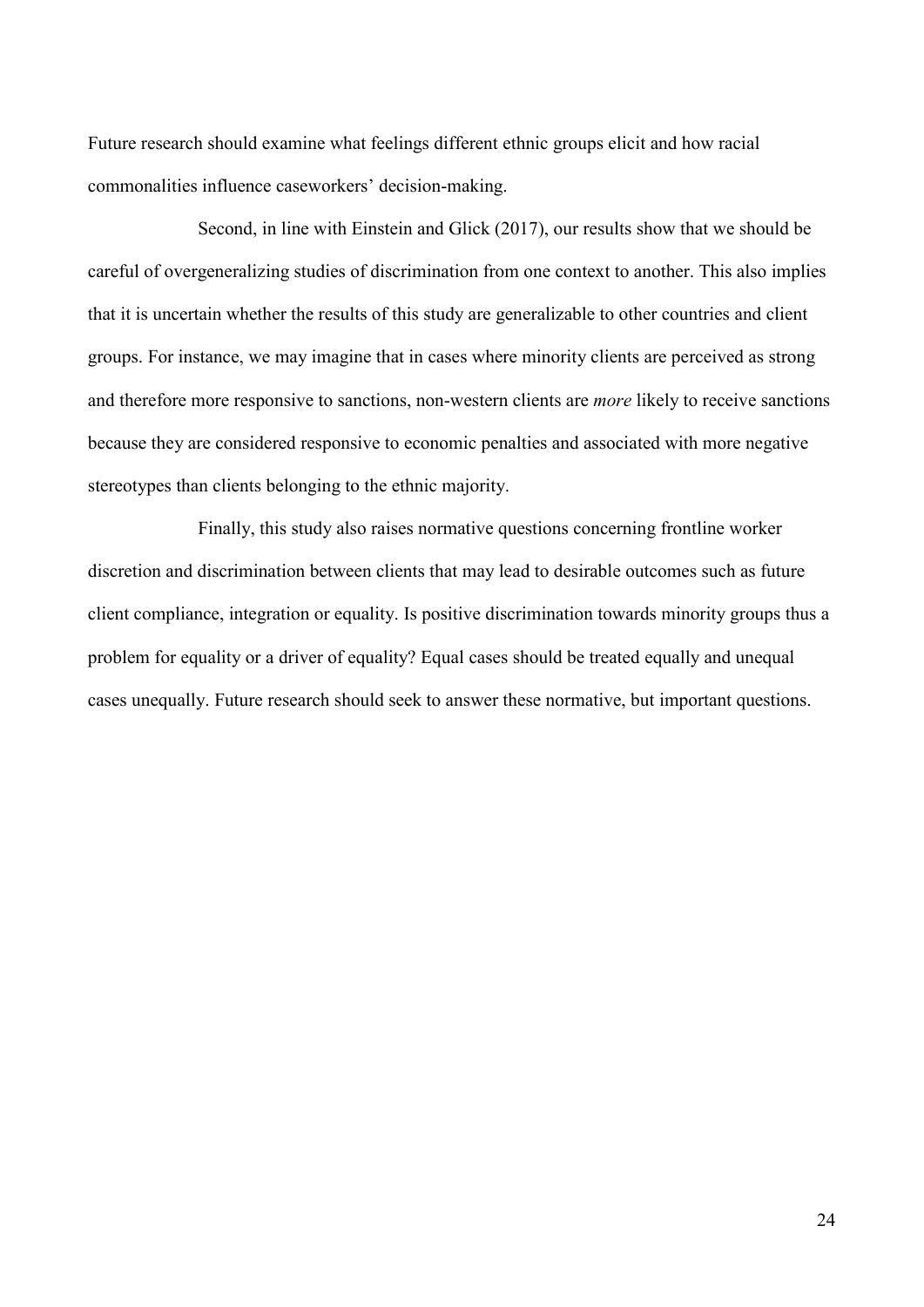Future research should examine what feelings different ethnic groups elicit and how racial commonalities influence caseworkers' decision-making.

Second, in line with Einstein and Glick (2017), our results show that we should be careful of overgeneralizing studies of discrimination from one context to another. This also implies that it is uncertain whether the results of this study are generalizable to other countries and client groups. For instance, we may imagine that in cases where minority clients are perceived as strong and therefore more responsive to sanctions, non-western clients are *more* likely to receive sanctions because they are considered responsive to economic penalties and associated with more negative stereotypes than clients belonging to the ethnic majority.

Finally, this study also raises normative questions concerning frontline worker discretion and discrimination between clients that may lead to desirable outcomes such as future client compliance, integration or equality. Is positive discrimination towards minority groups thus a problem for equality or a driver of equality? Equal cases should be treated equally and unequal cases unequally. Future research should seek to answer these normative, but important questions.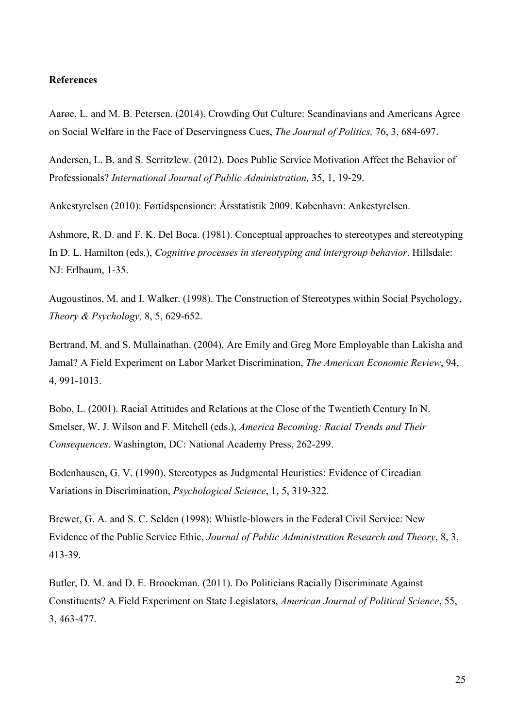**References**

Aarøe, L. and M. B. Petersen. (2014). Crowding Out Culture: Scandinavians and Americans Agree on Social Welfare in the Face of Deservingness Cues, *The Journal of Politics,* 76, 3, 684-697.

Andersen, L. B. and S. Serritzlew. (2012). Does Public Service Motivation Affect the Behavior of Professionals? *International Journal of Public Administration,* 35, 1, 19-29.

Ankestyrelsen (2010): Førtidspensioner: Årsstatistik 2009. København: Ankestyrelsen.

Ashmore, R. D. and F. K. Del Boca. (1981). Conceptual approaches to stereotypes and stereotyping In D. L. Hamilton (eds.), *Cognitive processes in stereotyping and intergroup behavior*. Hillsdale: NJ: Erlbaum, 1-35.

Augoustinos, M. and I. Walker. (1998). The Construction of Stereotypes within Social Psychology, *Theory & Psychology,* 8, 5, 629-652.

Bertrand, M. and S. Mullainathan. (2004). Are Emily and Greg More Employable than Lakisha and Jamal? A Field Experiment on Labor Market Discrimination, *The American Economic Review*, 94, 4, 991-1013.

Bobo, L. (2001). Racial Attitudes and Relations at the Close of the Twentieth Century In N. Smelser, W. J. Wilson and F. Mitchell (eds.), *America Becoming: Racial Trends and Their Consequences*. Washington, DC: National Academy Press, 262-299.

Bodenhausen, G. V. (1990). Stereotypes as Judgmental Heuristics: Evidence of Circadian Variations in Discrimination, *Psychological Science*, 1, 5, 319-322.

Brewer, G. A. and S. C. Selden (1998): Whistle-blowers in the Federal Civil Service: New Evidence of the Public Service Ethic, *Journal of Public Administration Research and Theory*, 8, 3, 413-39.

Butler, D. M. and D. E. Broockman. (2011). Do Politicians Racially Discriminate Against Constituents? A Field Experiment on State Legislators, *American Journal of Political Science*, 55, 3, 463-477.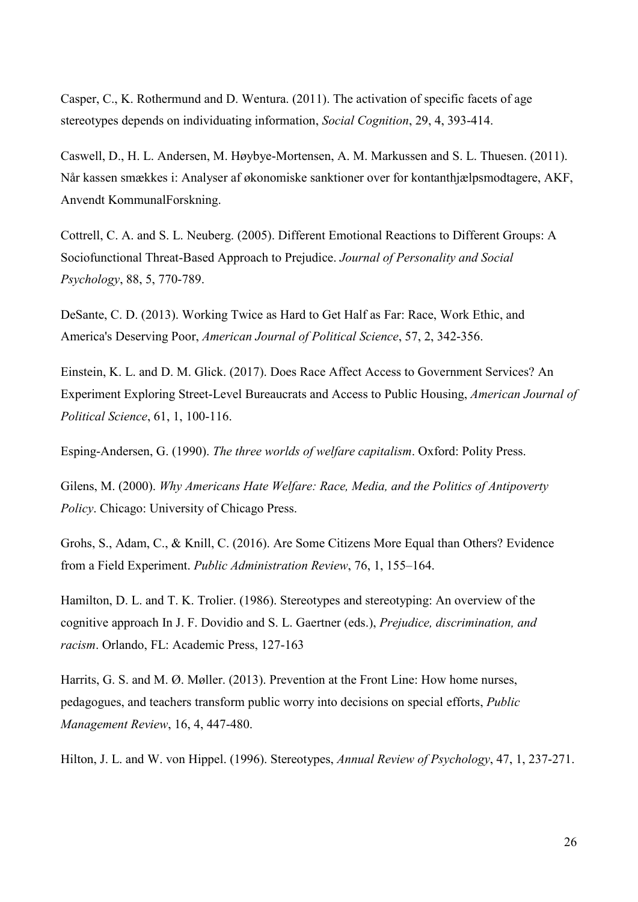Casper, C., K. Rothermund and D. Wentura. (2011). The activation of specific facets of age stereotypes depends on individuating information, *Social Cognition*, 29, 4, 393-414.

Caswell, D., H. L. Andersen, M. Høybye-Mortensen, A. M. Markussen and S. L. Thuesen. (2011). Når kassen smækkes i: Analyser af økonomiske sanktioner over for kontanthjælpsmodtagere, AKF, Anvendt KommunalForskning.

Cottrell, C. A. and S. L. Neuberg. (2005). Different Emotional Reactions to Different Groups: A Sociofunctional Threat-Based Approach to Prejudice. *Journal of Personality and Social Psychology*, 88, 5, 770-789.

DeSante, C. D. (2013). Working Twice as Hard to Get Half as Far: Race, Work Ethic, and America's Deserving Poor, *American Journal of Political Science*, 57, 2, 342-356.

Einstein, K. L. and D. M. Glick. (2017). Does Race Affect Access to Government Services? An Experiment Exploring Street-Level Bureaucrats and Access to Public Housing, *American Journal of Political Science*, 61, 1, 100-116.

Esping-Andersen, G. (1990). *The three worlds of welfare capitalism*. Oxford: Polity Press.

Gilens, M. (2000). *Why Americans Hate Welfare: Race, Media, and the Politics of Antipoverty Policy*. Chicago: University of Chicago Press.

Grohs, S., Adam, C., & Knill, C. (2016). Are Some Citizens More Equal than Others? Evidence from a Field Experiment. *Public Administration Review*, 76, 1, 155–164.

Hamilton, D. L. and T. K. Trolier. (1986). Stereotypes and stereotyping: An overview of the cognitive approach In J. F. Dovidio and S. L. Gaertner (eds.), *Prejudice, discrimination, and racism*. Orlando, FL: Academic Press, 127-163

Harrits, G. S. and M. Ø. Møller. (2013). Prevention at the Front Line: How home nurses, pedagogues, and teachers transform public worry into decisions on special efforts, *Public Management Review*, 16, 4, 447-480.

Hilton, J. L. and W. von Hippel. (1996). Stereotypes, *Annual Review of Psychology*, 47, 1, 237-271.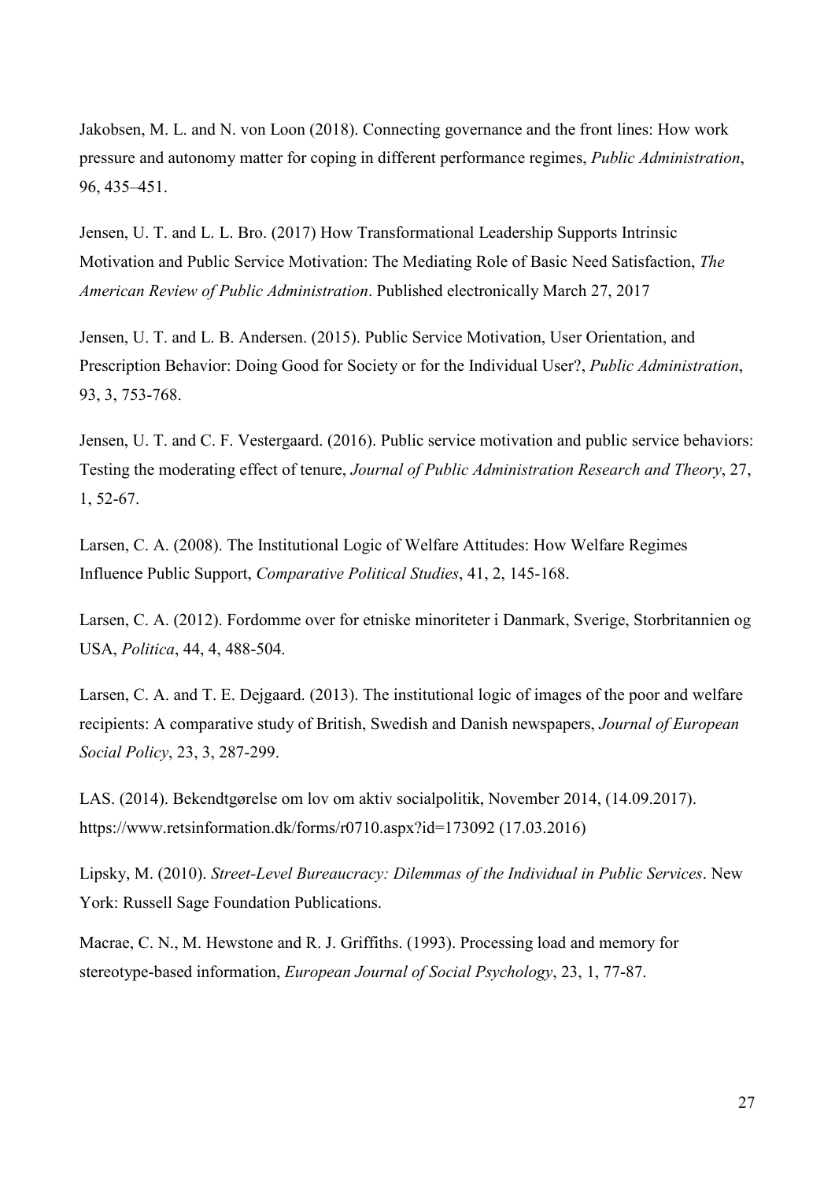Jakobsen, M. L. and N. von Loon (2018). Connecting governance and the front lines: How work pressure and autonomy matter for coping in different performance regimes, *Public Administration*, 96, 435–451.

Jensen, U. T. and L. L. Bro. (2017) How Transformational Leadership Supports Intrinsic Motivation and Public Service Motivation: The Mediating Role of Basic Need Satisfaction, *The American Review of Public Administration*. Published electronically March 27, 2017

Jensen, U. T. and L. B. Andersen. (2015). Public Service Motivation, User Orientation, and Prescription Behavior: Doing Good for Society or for the Individual User?, *Public Administration*, 93, 3, 753-768.

Jensen, U. T. and C. F. Vestergaard. (2016). Public service motivation and public service behaviors: Testing the moderating effect of tenure, *Journal of Public Administration Research and Theory*, 27, 1, 52-67.

Larsen, C. A. (2008). The Institutional Logic of Welfare Attitudes: How Welfare Regimes Influence Public Support, *Comparative Political Studies*, 41, 2, 145-168.

Larsen, C. A. (2012). Fordomme over for etniske minoriteter i Danmark, Sverige, Storbritannien og USA, *Politica*, 44, 4, 488-504.

Larsen, C. A. and T. E. Dejgaard. (2013). The institutional logic of images of the poor and welfare recipients: A comparative study of British, Swedish and Danish newspapers, *Journal of European Social Policy*, 23, 3, 287-299.

LAS. (2014). Bekendtgørelse om lov om aktiv socialpolitik, November 2014, (14.09.2017). https://www.retsinformation.dk/forms/r0710.aspx?id=173092 (17.03.2016)

Lipsky, M. (2010). *Street-Level Bureaucracy: Dilemmas of the Individual in Public Services*. New York: Russell Sage Foundation Publications.

Macrae, C. N., M. Hewstone and R. J. Griffiths. (1993). Processing load and memory for stereotype-based information, *European Journal of Social Psychology*, 23, 1, 77-87.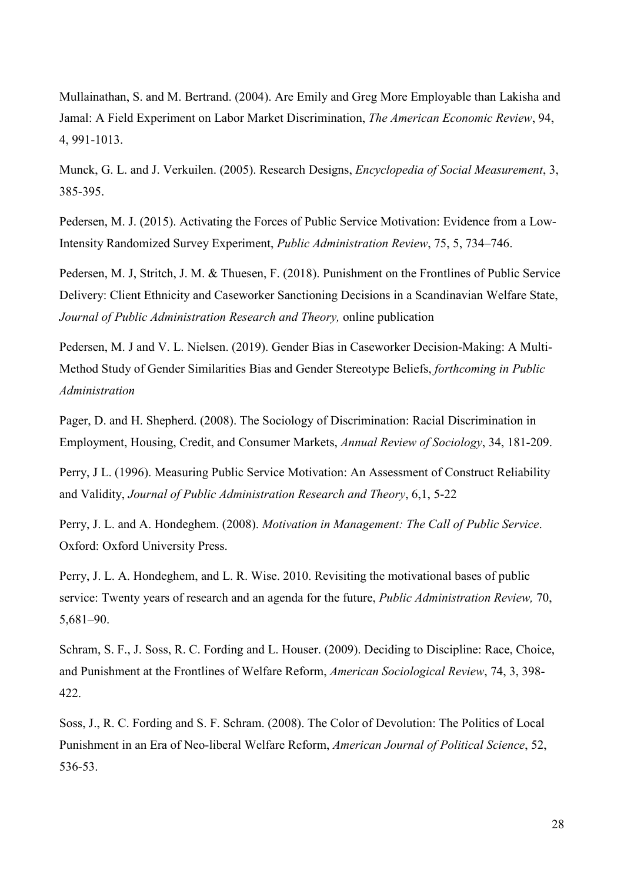Mullainathan, S. and M. Bertrand. (2004). Are Emily and Greg More Employable than Lakisha and Jamal: A Field Experiment on Labor Market Discrimination, *The American Economic Review*, 94, 4, 991-1013.

Munck, G. L. and J. Verkuilen. (2005). Research Designs, *Encyclopedia of Social Measurement*, 3, 385-395.

Pedersen, M. J. (2015). Activating the Forces of Public Service Motivation: Evidence from a Low-Intensity Randomized Survey Experiment, *Public Administration Review*, 75, 5, 734–746.

Pedersen, M. J, Stritch, J. M. & Thuesen, F. (2018). Punishment on the Frontlines of Public Service Delivery: Client Ethnicity and Caseworker Sanctioning Decisions in a Scandinavian Welfare State, *Journal of Public Administration Research and Theory,* online publication

Pedersen, M. J and V. L. Nielsen. (2019). Gender Bias in Caseworker Decision-Making: A Multi-Method Study of Gender Similarities Bias and Gender Stereotype Beliefs, *forthcoming in Public Administration*

Pager, D. and H. Shepherd. (2008). The Sociology of Discrimination: Racial Discrimination in Employment, Housing, Credit, and Consumer Markets, *Annual Review of Sociology*, 34, 181-209.

Perry, J L. (1996). Measuring Public Service Motivation: An Assessment of Construct Reliability and Validity, *Journal of Public Administration Research and Theory*, 6,1, 5-22

Perry, J. L. and A. Hondeghem. (2008). *Motivation in Management: The Call of Public Service*. Oxford: Oxford University Press.

Perry, J. L. A. Hondeghem, and L. R. Wise. 2010. Revisiting the motivational bases of public service: Twenty years of research and an agenda for the future, *Public Administration Review,* 70, 5,681–90.

Schram, S. F., J. Soss, R. C. Fording and L. Houser. (2009). Deciding to Discipline: Race, Choice, and Punishment at the Frontlines of Welfare Reform, *American Sociological Review*, 74, 3, 398-422.

Soss, J., R. C. Fording and S. F. Schram. (2008). The Color of Devolution: The Politics of Local Punishment in an Era of Neo-liberal Welfare Reform, *American Journal of Political Science*, 52, 536-53.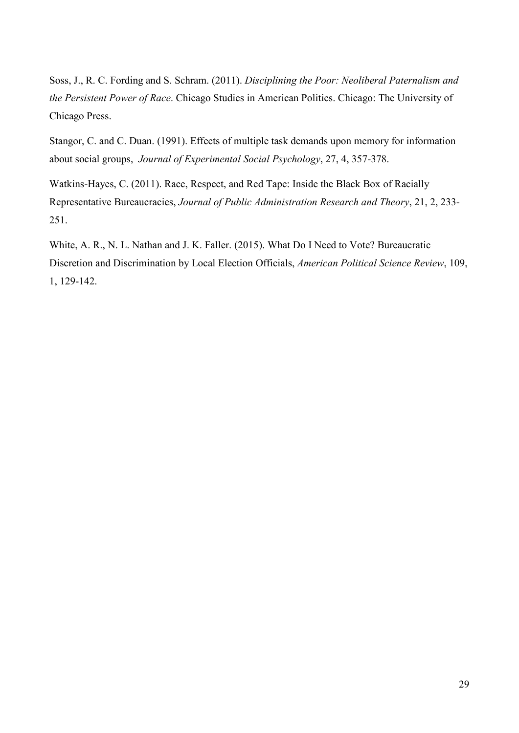Soss, J., R. C. Fording and S. Schram. (2011). *Disciplining the Poor: Neoliberal Paternalism and the Persistent Power of Race*. Chicago Studies in American Politics. Chicago: The University of Chicago Press.

Stangor, C. and C. Duan. (1991). Effects of multiple task demands upon memory for information about social groups, *Journal of Experimental Social Psychology*, 27, 4, 357-378.

Watkins-Hayes, C. (2011). Race, Respect, and Red Tape: Inside the Black Box of Racially Representative Bureaucracies, *Journal of Public Administration Research and Theory*, 21, 2, 233-251.

White, A. R., N. L. Nathan and J. K. Faller. (2015). What Do I Need to Vote? Bureaucratic Discretion and Discrimination by Local Election Officials, *American Political Science Review*, 109, 1, 129-142.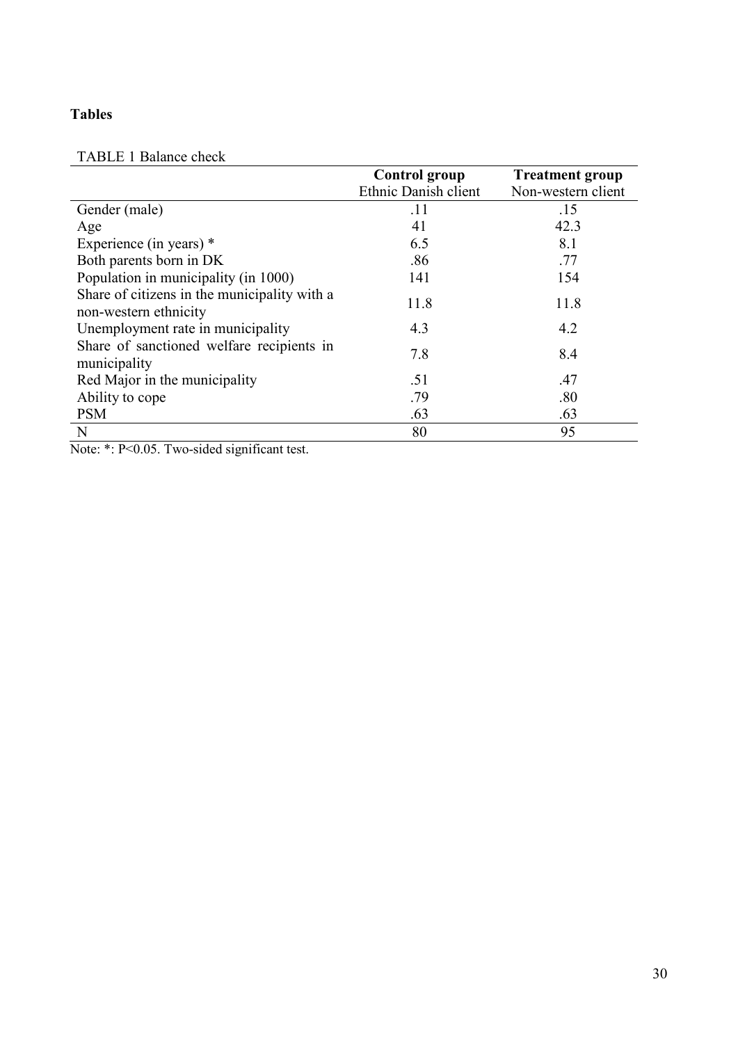**Tables**

TABLE 1 Balance check

| | **Control group** Ethnic Danish client | **Treatment group** Non-western client |
|---|---|---|
| Gender (male) | .11 | .15 |
| Age | 41 | 42.3 |
| Experience (in years) * | 6.5 | 8.1 |
| Both parents born in DK | .86 | .77 |
| Population in municipality (in 1000) | 141 | 154 |
| Share of citizens in the municipality with a non-western ethnicity | 11.8 | 11.8 |
| Unemployment rate in municipality | 4.3 | 4.2 |
| Share of sanctioned welfare recipients in municipality | 7.8 | 8.4 |
| Red Major in the municipality | .51 | .47 |
| Ability to cope | .79 | .80 |
| PSM | .63 | .63 |
| N | 80 | 95 |

Note: *: P<0.05. Two-sided significant test.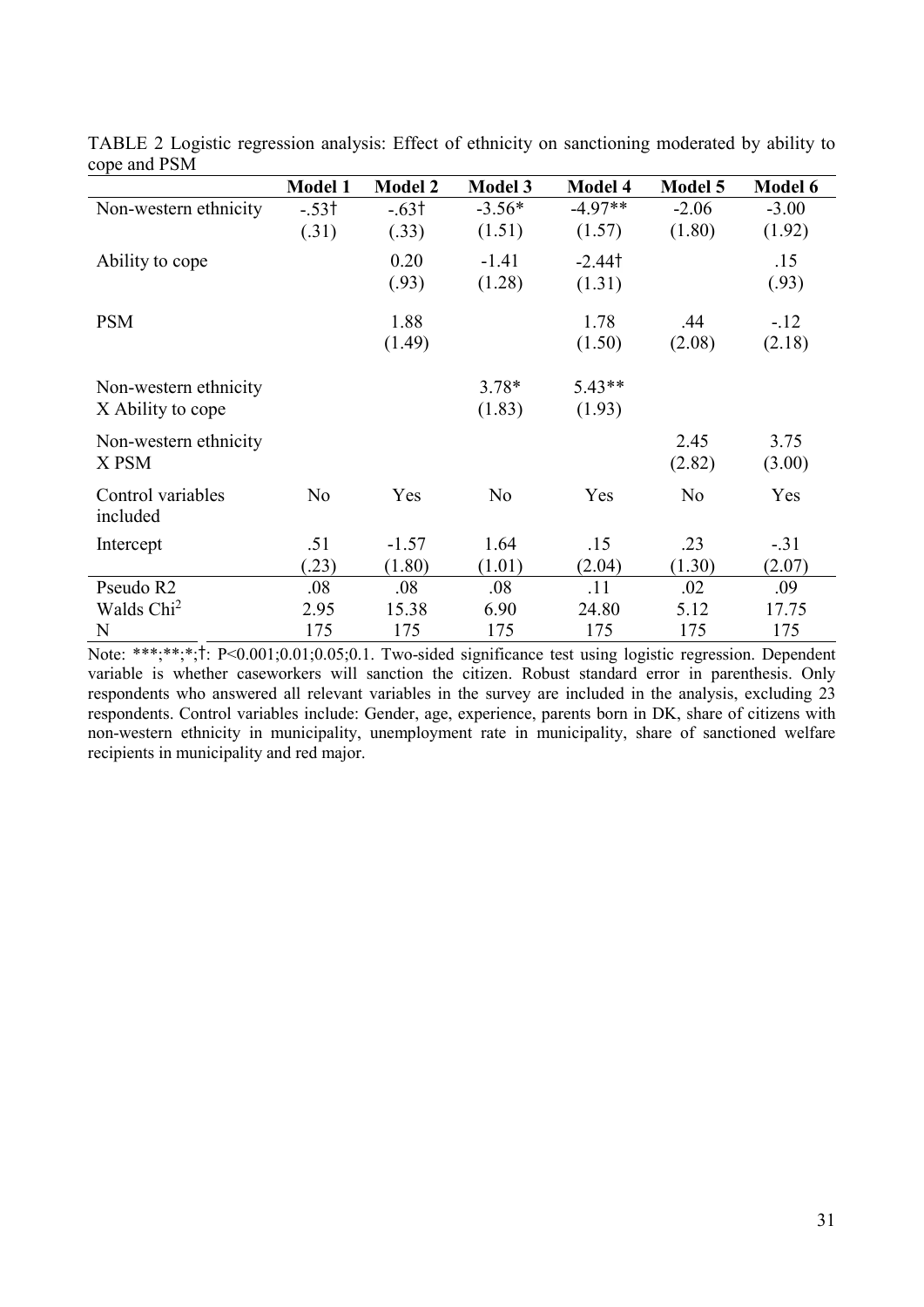TABLE 2 Logistic regression analysis: Effect of ethnicity on sanctioning moderated by ability to cope and PSM

| | **Model 1** | **Model 2** | **Model 3** | **Model 4** | **Model 5** | **Model 6** |
|---|---|---|---|---|---|---|
| Non-western ethnicity | -.53† | -.63† | -3.56* | -4.97** | -2.06 | -3.00 |
| | (.31) | (.33) | (1.51) | (1.57) | (1.80) | (1.92) |
| Ability to cope | | 0.20 | -1.41 | -2.44† | | .15 |
| | | (.93) | (1.28) | (1.31) | | (.93) |
| PSM | | 1.88 | | 1.78 | .44 | -.12 |
| | | (1.49) | | (1.50) | (2.08) | (2.18) |
| Non-western ethnicity X Ability to cope | | | 3.78* | 5.43** | | |
| | | | (1.83) | (1.93) | | |
| Non-western ethnicity X PSM | | | | | 2.45 | 3.75 |
| | | | | | (2.82) | (3.00) |
| Control variables included | No | Yes | No | Yes | No | Yes |
| Intercept | .51 | -1.57 | 1.64 | .15 | .23 | -.31 |
| | (.23) | (1.80) | (1.01) | (2.04) | (1.30) | (2.07) |
| Pseudo R2 | .08 | .08 | .08 | .11 | .02 | .09 |
| Walds $Chi^2$ | 2.95 | 15.38 | 6.90 | 24.80 | 5.12 | 17.75 |
| N | 175 | 175 | 175 | 175 | 175 | 175 |

Note: ***;**;*;†: P<0.001;0.01;0.05;0.1. Two-sided significance test using logistic regression. Dependent variable is whether caseworkers will sanction the citizen. Robust standard error in parenthesis. Only respondents who answered all relevant variables in the survey are included in the analysis, excluding 23 respondents. Control variables include: Gender, age, experience, parents born in DK, share of citizens with non-western ethnicity in municipality, unemployment rate in municipality, share of sanctioned welfare recipients in municipality and red major.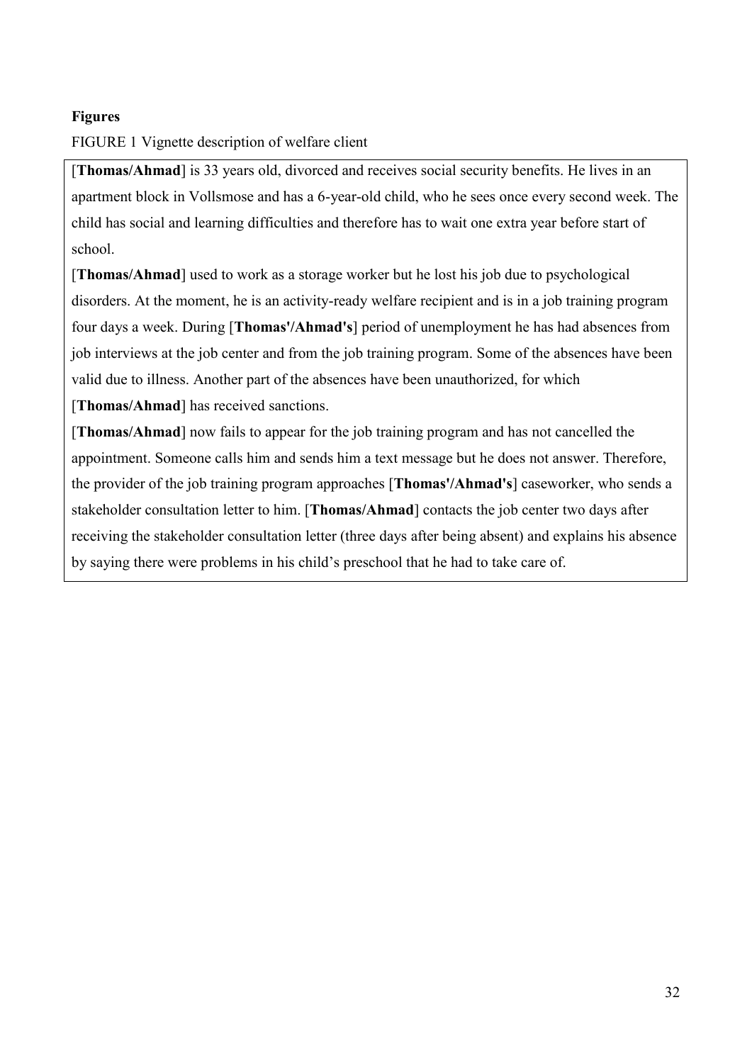**Figures**

FIGURE 1 Vignette description of welfare client

[**Thomas/Ahmad**] is 33 years old, divorced and receives social security benefits. He lives in an apartment block in Vollsmose and has a 6-year-old child, who he sees once every second week. The child has social and learning difficulties and therefore has to wait one extra year before start of school.

[**Thomas/Ahmad**] used to work as a storage worker but he lost his job due to psychological disorders. At the moment, he is an activity-ready welfare recipient and is in a job training program four days a week. During [**Thomas'/Ahmad's**] period of unemployment he has had absences from job interviews at the job center and from the job training program. Some of the absences have been valid due to illness. Another part of the absences have been unauthorized, for which [**Thomas/Ahmad**] has received sanctions.

[**Thomas/Ahmad**] now fails to appear for the job training program and has not cancelled the appointment. Someone calls him and sends him a text message but he does not answer. Therefore, the provider of the job training program approaches [**Thomas'/Ahmad's**] caseworker, who sends a stakeholder consultation letter to him. [**Thomas/Ahmad**] contacts the job center two days after receiving the stakeholder consultation letter (three days after being absent) and explains his absence by saying there were problems in his child's preschool that he had to take care of.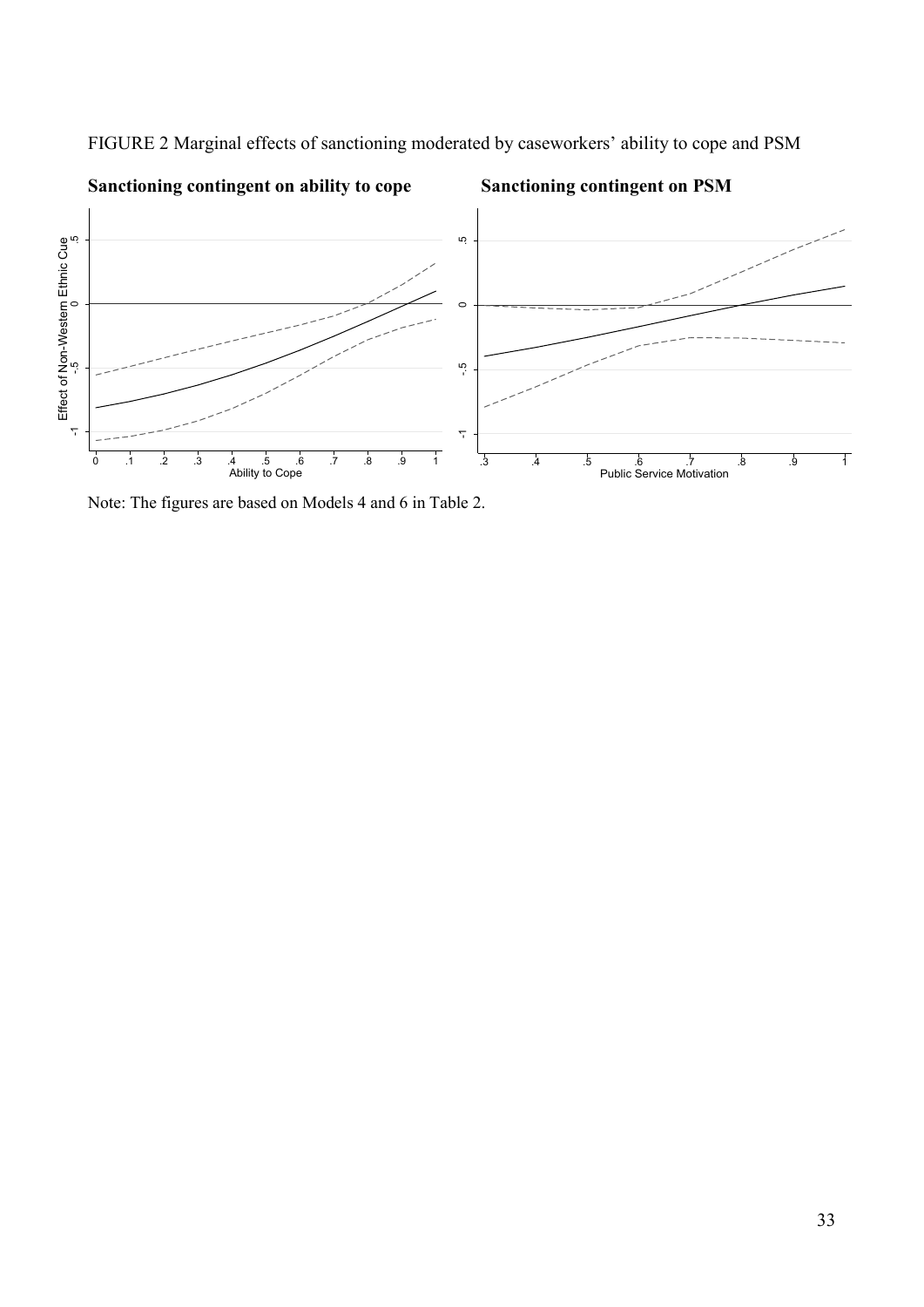FIGURE 2 Marginal effects of sanctioning moderated by caseworkers' ability to cope and PSM

**Sanctioning contingent on ability to cope**

**Sanctioning contingent on PSM**

Note: The figures are based on Models 4 and 6 in Table 2.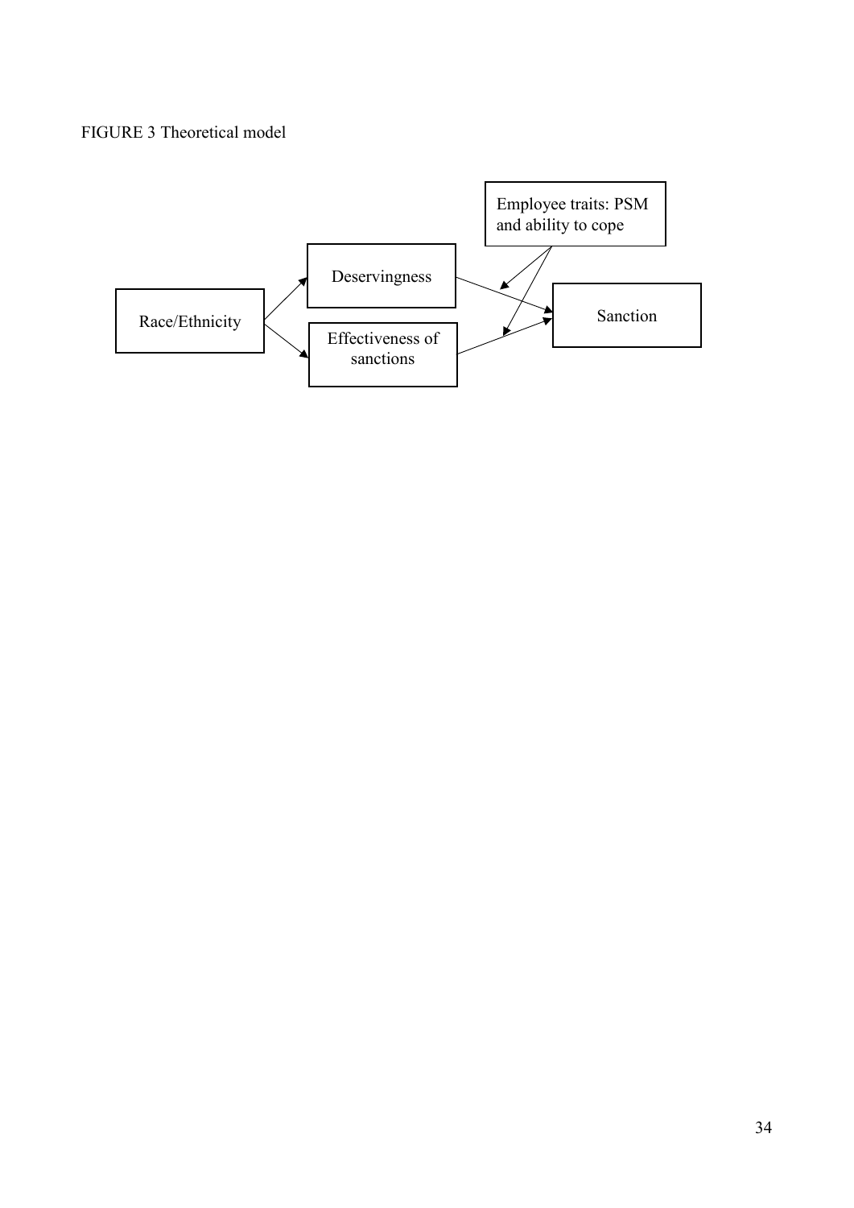FIGURE 3 Theoretical model

Race/Ethnicity

Deservingness

Effectiveness of sanctions

Employee traits: PSM and ability to cope

Sanction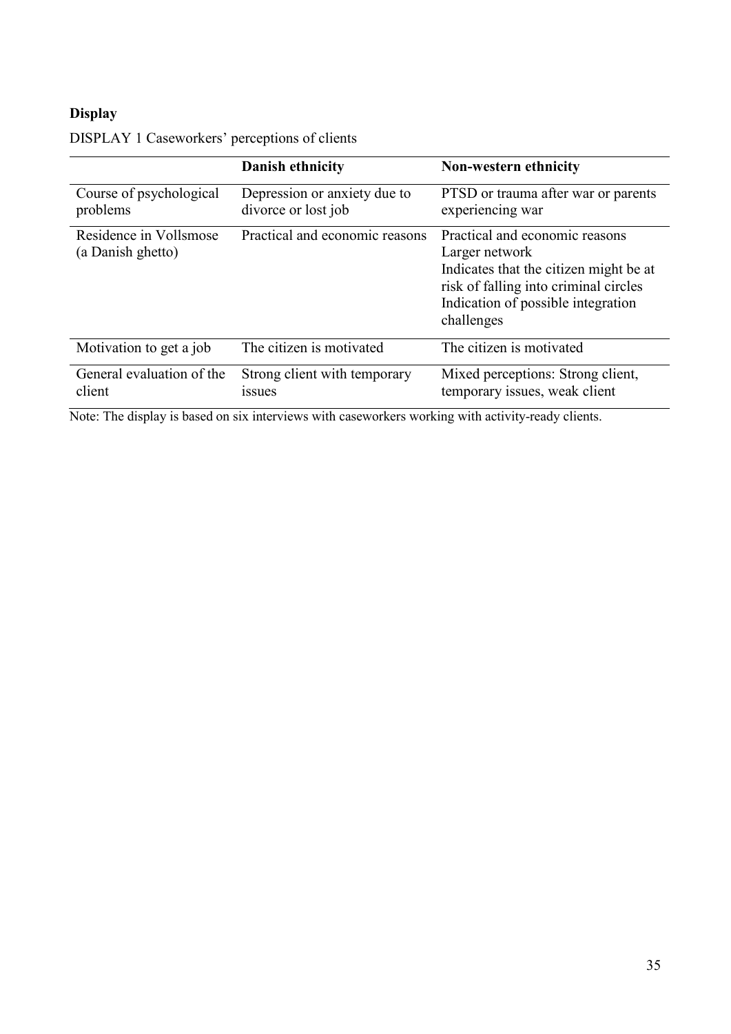**Display**

DISPLAY 1 Caseworkers' perceptions of clients

| | Danish ethnicity | Non-western ethnicity |
|---|---|---|
| Course of psychological problems | Depression or anxiety due to divorce or lost job | PTSD or trauma after war or parents experiencing war |
| Residence in Vollsmose (a Danish ghetto) | Practical and economic reasons | Practical and economic reasons<br>Larger network<br>Indicates that the citizen might be at risk of falling into criminal circles<br>Indication of possible integration challenges |
| Motivation to get a job | The citizen is motivated | The citizen is motivated |
| General evaluation of the client | Strong client with temporary issues | Mixed perceptions: Strong client, temporary issues, weak client |

Note: The display is based on six interviews with caseworkers working with activity-ready clients.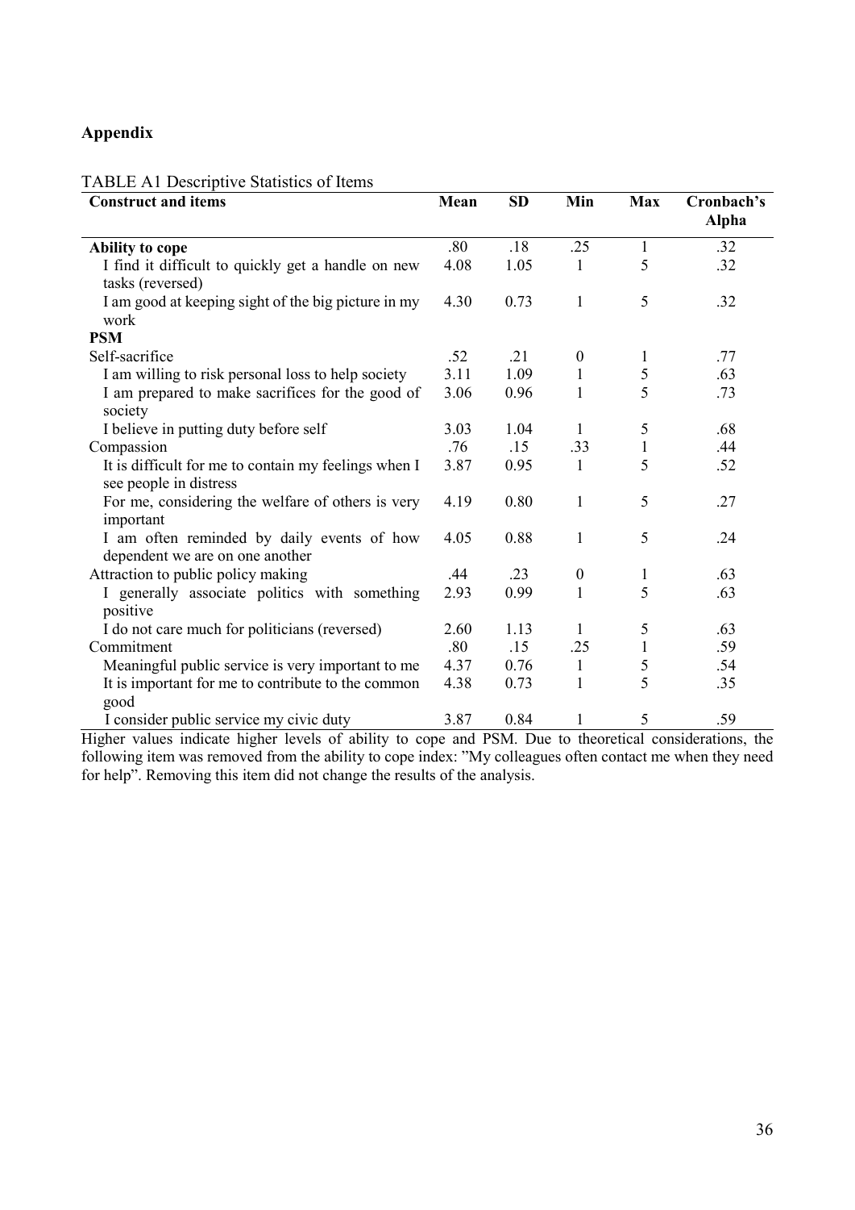## Appendix

TABLE A1 Descriptive Statistics of Items

| Construct and items | Mean | SD | Min | Max | Cronbach's Alpha |
|---|---|---|---|---|---|
| **Ability to cope** | .80 | .18 | .25 | 1 | .32 |
| I find it difficult to quickly get a handle on new tasks (reversed) | 4.08 | 1.05 | 1 | 5 | .32 |
| I am good at keeping sight of the big picture in my work | 4.30 | 0.73 | 1 | 5 | .32 |
| **PSM** | | | | | |
| Self-sacrifice | .52 | .21 | 0 | 1 | .77 |
| I am willing to risk personal loss to help society | 3.11 | 1.09 | 1 | 5 | .63 |
| I am prepared to make sacrifices for the good of society | 3.06 | 0.96 | 1 | 5 | .73 |
| I believe in putting duty before self | 3.03 | 1.04 | 1 | 5 | .68 |
| Compassion | .76 | .15 | .33 | 1 | .44 |
| It is difficult for me to contain my feelings when I see people in distress | 3.87 | 0.95 | 1 | 5 | .52 |
| For me, considering the welfare of others is very important | 4.19 | 0.80 | 1 | 5 | .27 |
| I am often reminded by daily events of how dependent we are on one another | 4.05 | 0.88 | 1 | 5 | .24 |
| Attraction to public policy making | .44 | .23 | 0 | 1 | .63 |
| I generally associate politics with something positive | 2.93 | 0.99 | 1 | 5 | .63 |
| I do not care much for politicians (reversed) | 2.60 | 1.13 | 1 | 5 | .63 |
| Commitment | .80 | .15 | .25 | 1 | .59 |
| Meaningful public service is very important to me | 4.37 | 0.76 | 1 | 5 | .54 |
| It is important for me to contribute to the common good | 4.38 | 0.73 | 1 | 5 | .35 |
| I consider public service my civic duty | 3.87 | 0.84 | 1 | 5 | .59 |

Higher values indicate higher levels of ability to cope and PSM. Due to theoretical considerations, the following item was removed from the ability to cope index: "My colleagues often contact me when they need for help". Removing this item did not change the results of the analysis.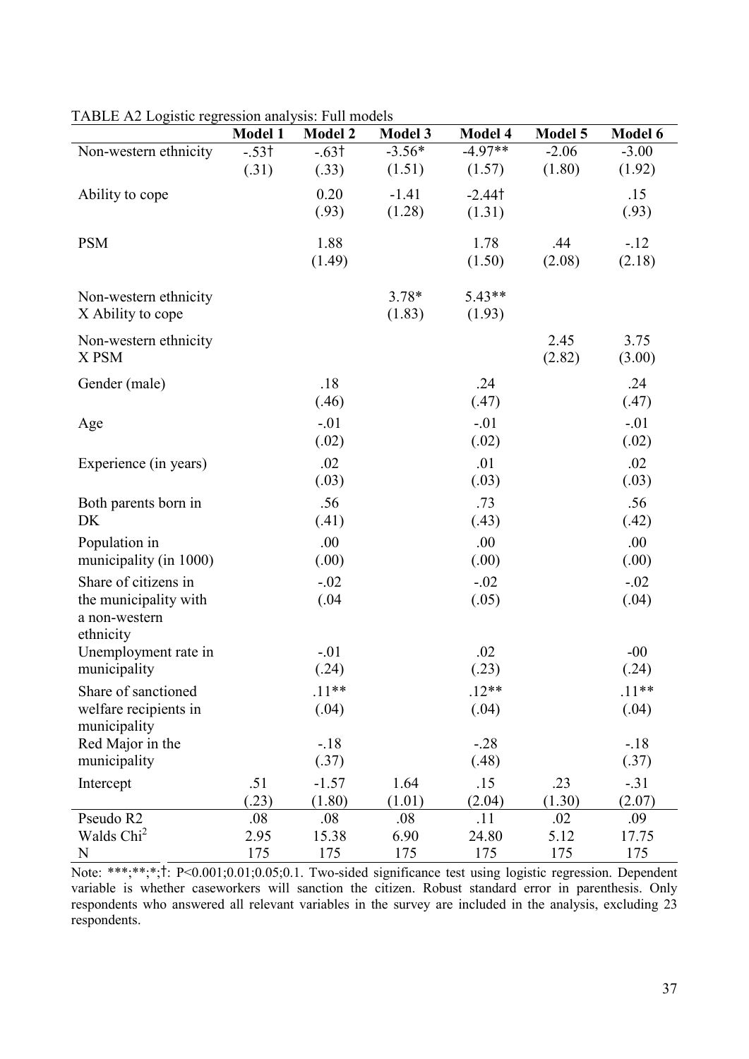TABLE A2 Logistic regression analysis: Full models

| | Model 1 | Model 2 | Model 3 | Model 4 | Model 5 | Model 6 |
|---|---|---|---|---|---|---|
| Non-western ethnicity | -.53† | -.63† | -3.56* | -4.97** | -2.06 | -3.00 |
| | (.31) | (.33) | (1.51) | (1.57) | (1.80) | (1.92) |
| Ability to cope | | 0.20 | -1.41 | -2.44† | | .15 |
| | | (.93) | (1.28) | (1.31) | | (.93) |
| PSM | | 1.88 | | 1.78 | .44 | -.12 |
| | | (1.49) | | (1.50) | (2.08) | (2.18) |
| Non-western ethnicity X Ability to cope | | | 3.78* | 5.43** | | |
| | | | (1.83) | (1.93) | | |
| Non-western ethnicity X PSM | | | | | 2.45 | 3.75 |
| | | | | | (2.82) | (3.00) |
| Gender (male) | | .18 | | .24 | | .24 |
| | | (.46) | | (.47) | | (.47) |
| Age | | -.01 | | -.01 | | -.01 |
| | | (.02) | | (.02) | | (.02) |
| Experience (in years) | | .02 | | .01 | | .02 |
| | | (.03) | | (.03) | | (.03) |
| Both parents born in DK | | .56 | | .73 | | .56 |
| | | (.41) | | (.43) | | (.42) |
| Population in municipality (in 1000) | | .00 | | .00 | | .00 |
| | | (.00) | | (.00) | | (.00) |
| Share of citizens in the municipality with a non-western ethnicity | | -.02 | | -.02 | | -.02 |
| | | (.04 | | (.05) | | (.04) |
| Unemployment rate in municipality | | -.01 | | .02 | | -00 |
| | | (.24) | | (.23) | | (.24) |
| Share of sanctioned welfare recipients in municipality | | .11** | | .12** | | .11** |
| | | (.04) | | (.04) | | (.04) |
| Red Major in the municipality | | -.18 | | -.28 | | -.18 |
| | | (.37) | | (.48) | | (.37) |
| Intercept | .51 | -1.57 | 1.64 | .15 | .23 | -.31 |
| | (.23) | (1.80) | (1.01) | (2.04) | (1.30) | (2.07) |
| Pseudo R2 | .08 | .08 | .08 | .11 | .02 | .09 |
| Walds Chi$^2$ | 2.95 | 15.38 | 6.90 | 24.80 | 5.12 | 17.75 |
| N | 175 | 175 | 175 | 175 | 175 | 175 |

Note: ***;**;*;†: P<0.001;0.01;0.05;0.1. Two-sided significance test using logistic regression. Dependent variable is whether caseworkers will sanction the citizen. Robust standard error in parenthesis. Only respondents who answered all relevant variables in the survey are included in the analysis, excluding 23 respondents.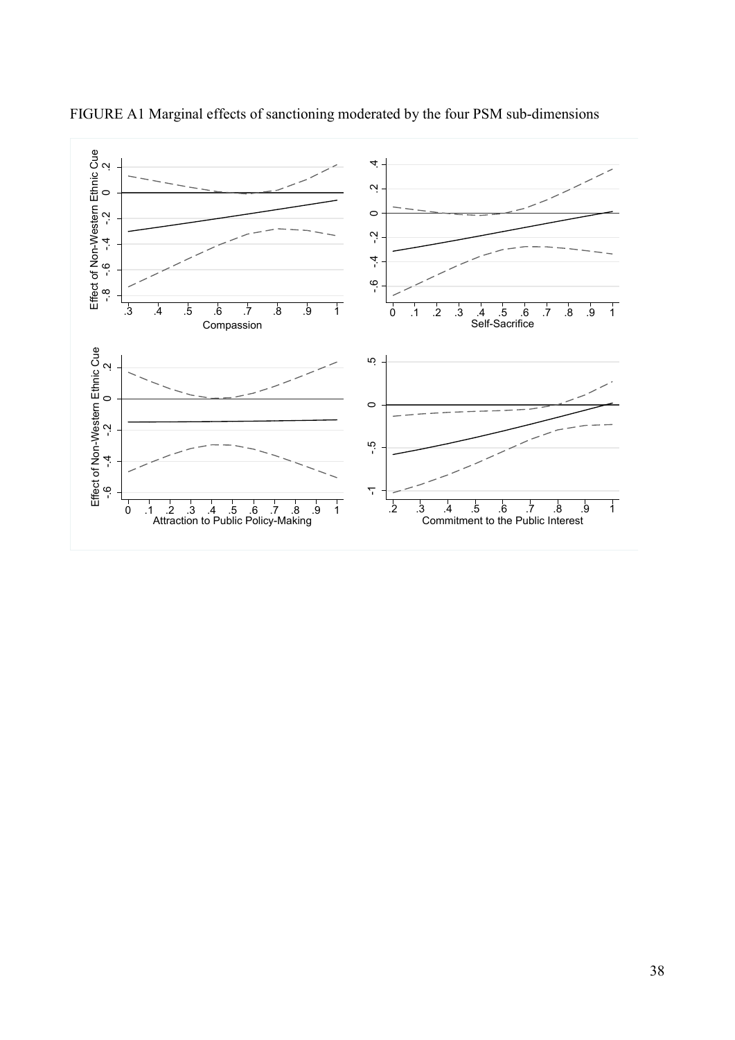FIGURE A1 Marginal effects of sanctioning moderated by the four PSM sub-dimensions

Effect of Non-Western Ethnic Cue

.2
0
-.2
-.4
-.6
-.8

.3 .4 .5 .6 .7 .8 .9 1

Compassion

.4
.2
0
-.2
-.4
-.6

0 .1 .2 .3 .4 .5 .6 .7 .8 .9 1

Self-Sacrifice

Effect of Non-Western Ethnic Cue

.2
0
-.2
-.4
-.6

0 .1 .2 .3 .4 .5 .6 .7 .8 .9 1

Attraction to Public Policy-Making

.5
0
-.5
-1

.2 .3 .4 .5 .6 .7 .8 .9 1

Commitment to the Public Interest